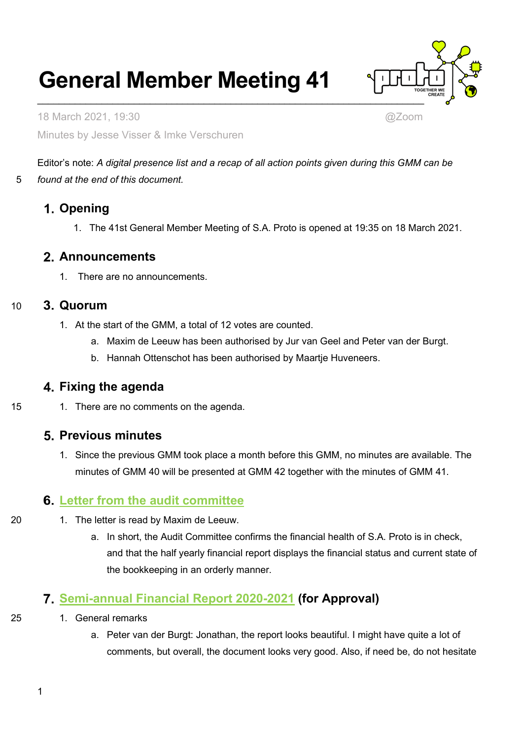# General Member Meeting 41

18 March 2021, 19:30 @Zoom

Minutes by Jesse Visser & Imke Verschuren

Editor's note: *A digital presence list and a recap of all action points given during this GMM can be found at the end of this document.*

## 1. Opening

1. The 41st General Member Meeting of S.A. Proto is opened at 19:35 on 18 March 2021.

## 2. Announcements

1. There are no announcements.

## 3. Quorum

1. At the start of the GMM, a total of 12 votes are counted.
   a. Maxim de Leeuw has been authorised by Jur van Geel and Peter van der Burgt.
   b. Hannah Ottenschot has been authorised by Maartje Huveneers.

## 4. Fixing the agenda

1. There are no comments on the agenda.

## 5. Previous minutes

1. Since the previous GMM took place a month before this GMM, no minutes are available. The minutes of GMM 40 will be presented at GMM 42 together with the minutes of GMM 41.

## 6. Letter from the audit committee

1. The letter is read by Maxim de Leeuw.
   a. In short, the Audit Committee confirms the financial health of S.A. Proto is in check, and that the half yearly financial report displays the financial status and current state of the bookkeeping in an orderly manner.

## 7. Semi-annual Financial Report 2020-2021 (for Approval)

1. General remarks
   a. Peter van der Burgt: Jonathan, the report looks beautiful. I might have quite a lot of comments, but overall, the document looks very good. Also, if need be, do not hesitate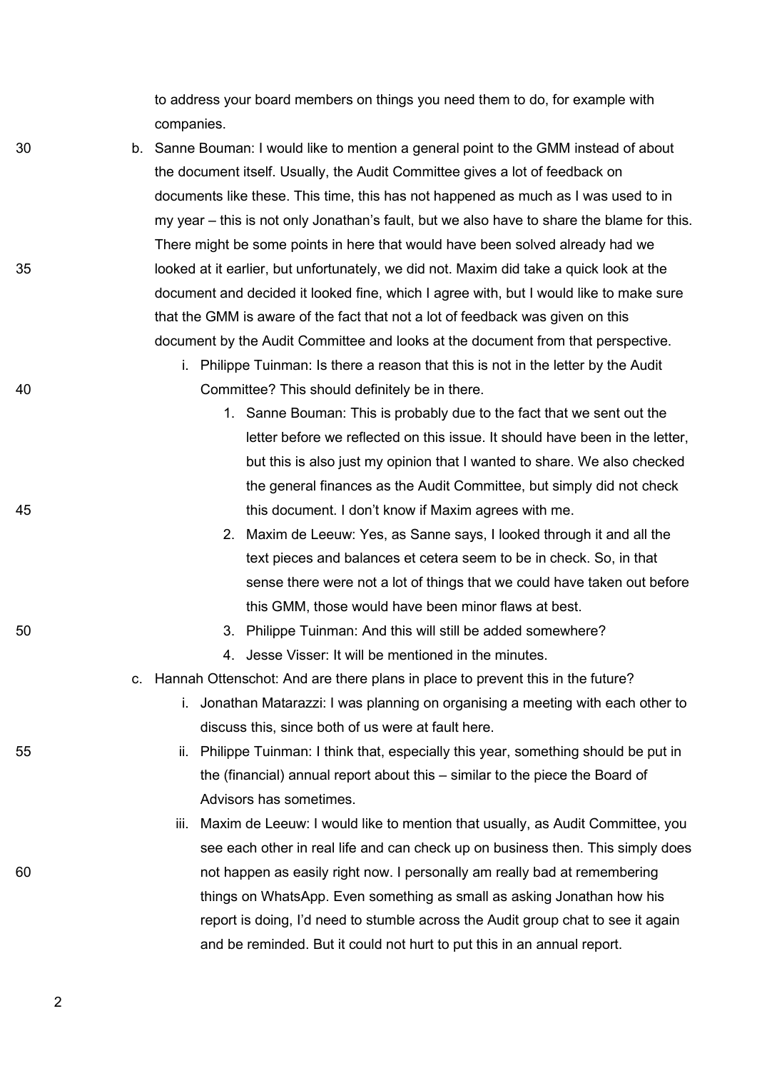to address your board members on things you need them to do, for example with companies.

b. Sanne Bouman: I would like to mention a general point to the GMM instead of about the document itself. Usually, the Audit Committee gives a lot of feedback on documents like these. This time, this has not happened as much as I was used to in my year – this is not only Jonathan's fault, but we also have to share the blame for this. There might be some points in here that would have been solved already had we looked at it earlier, but unfortunately, we did not. Maxim did take a quick look at the document and decided it looked fine, which I agree with, but I would like to make sure that the GMM is aware of the fact that not a lot of feedback was given on this document by the Audit Committee and looks at the document from that perspective.
    i. Philippe Tuinman: Is there a reason that this is not in the letter by the Audit Committee? This should definitely be in there.
        1. Sanne Bouman: This is probably due to the fact that we sent out the letter before we reflected on this issue. It should have been in the letter, but this is also just my opinion that I wanted to share. We also checked the general finances as the Audit Committee, but simply did not check this document. I don't know if Maxim agrees with me.
        2. Maxim de Leeuw: Yes, as Sanne says, I looked through it and all the text pieces and balances et cetera seem to be in check. So, in that sense there were not a lot of things that we could have taken out before this GMM, those would have been minor flaws at best.
        3. Philippe Tuinman: And this will still be added somewhere?
        4. Jesse Visser: It will be mentioned in the minutes.

c. Hannah Ottenschot: And are there plans in place to prevent this in the future?
    i. Jonathan Matarazzi: I was planning on organising a meeting with each other to discuss this, since both of us were at fault here.
    ii. Philippe Tuinman: I think that, especially this year, something should be put in the (financial) annual report about this – similar to the piece the Board of Advisors has sometimes.
    iii. Maxim de Leeuw: I would like to mention that usually, as Audit Committee, you see each other in real life and can check up on business then. This simply does not happen as easily right now. I personally am really bad at remembering things on WhatsApp. Even something as small as asking Jonathan how his report is doing, I'd need to stumble across the Audit group chat to see it again and be reminded. But it could not hurt to put this in an annual report.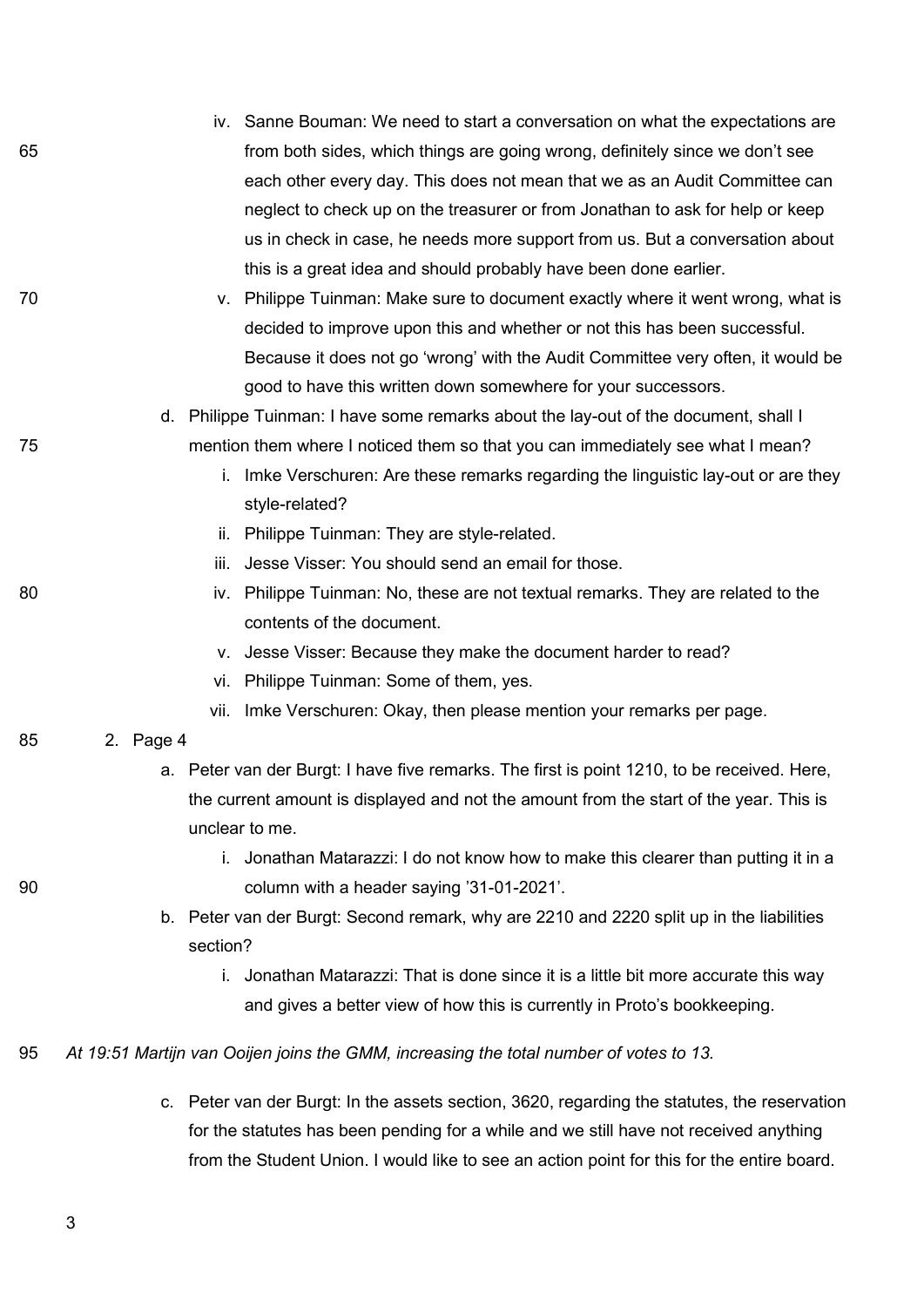iv. Sanne Bouman: We need to start a conversation on what the expectations are from both sides, which things are going wrong, definitely since we don't see each other every day. This does not mean that we as an Audit Committee can neglect to check up on the treasurer or from Jonathan to ask for help or keep us in check in case, he needs more support from us. But a conversation about this is a great idea and should probably have been done earlier.

v. Philippe Tuinman: Make sure to document exactly where it went wrong, what is decided to improve upon this and whether or not this has been successful. Because it does not go 'wrong' with the Audit Committee very often, it would be good to have this written down somewhere for your successors.

d. Philippe Tuinman: I have some remarks about the lay-out of the document, shall I mention them where I noticed them so that you can immediately see what I mean?

i. Imke Verschuren: Are these remarks regarding the linguistic lay-out or are they style-related?

ii. Philippe Tuinman: They are style-related.

iii. Jesse Visser: You should send an email for those.

iv. Philippe Tuinman: No, these are not textual remarks. They are related to the contents of the document.

v. Jesse Visser: Because they make the document harder to read?

vi. Philippe Tuinman: Some of them, yes.

vii. Imke Verschuren: Okay, then please mention your remarks per page.

2. Page 4

a. Peter van der Burgt: I have five remarks. The first is point 1210, to be received. Here, the current amount is displayed and not the amount from the start of the year. This is unclear to me.

i. Jonathan Matarazzi: I do not know how to make this clearer than putting it in a column with a header saying '31-01-2021'.

b. Peter van der Burgt: Second remark, why are 2210 and 2220 split up in the liabilities section?

i. Jonathan Matarazzi: That is done since it is a little bit more accurate this way and gives a better view of how this is currently in Proto's bookkeeping.

*At 19:51 Martijn van Ooijen joins the GMM, increasing the total number of votes to 13.*

c. Peter van der Burgt: In the assets section, 3620, regarding the statutes, the reservation for the statutes has been pending for a while and we still have not received anything from the Student Union. I would like to see an action point for this for the entire board.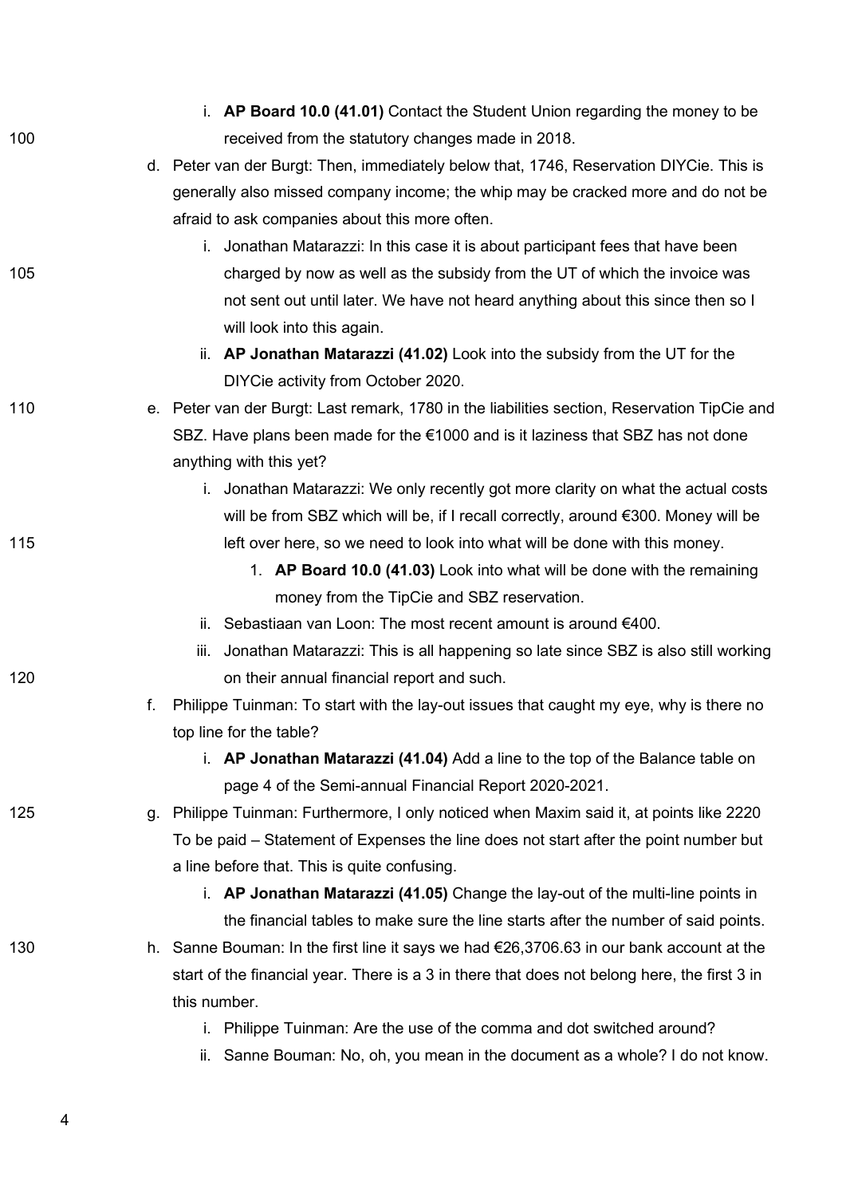i. **AP Board 10.0 (41.01)** Contact the Student Union regarding the money to be received from the statutory changes made in 2018.

    d. Peter van der Burgt: Then, immediately below that, 1746, Reservation DIYCie. This is generally also missed company income; the whip may be cracked more and do not be afraid to ask companies about this more often.
        i. Jonathan Matarazzi: In this case it is about participant fees that have been charged by now as well as the subsidy from the UT of which the invoice was not sent out until later. We have not heard anything about this since then so I will look into this again.
        ii. **AP Jonathan Matarazzi (41.02)** Look into the subsidy from the UT for the DIYCie activity from October 2020.

    e. Peter van der Burgt: Last remark, 1780 in the liabilities section, Reservation TipCie and SBZ. Have plans been made for the €1000 and is it laziness that SBZ has not done anything with this yet?
        i. Jonathan Matarazzi: We only recently got more clarity on what the actual costs will be from SBZ which will be, if I recall correctly, around €300. Money will be left over here, so we need to look into what will be done with this money.
            1. **AP Board 10.0 (41.03)** Look into what will be done with the remaining money from the TipCie and SBZ reservation.
        ii. Sebastiaan van Loon: The most recent amount is around €400.
        iii. Jonathan Matarazzi: This is all happening so late since SBZ is also still working on their annual financial report and such.

    f. Philippe Tuinman: To start with the lay-out issues that caught my eye, why is there no top line for the table?
        i. **AP Jonathan Matarazzi (41.04)** Add a line to the top of the Balance table on page 4 of the Semi-annual Financial Report 2020-2021.

    g. Philippe Tuinman: Furthermore, I only noticed when Maxim said it, at points like 2220 To be paid – Statement of Expenses the line does not start after the point number but a line before that. This is quite confusing.
        i. **AP Jonathan Matarazzi (41.05)** Change the lay-out of the multi-line points in the financial tables to make sure the line starts after the number of said points.

    h. Sanne Bouman: In the first line it says we had €26,3706.63 in our bank account at the start of the financial year. There is a 3 in there that does not belong here, the first 3 in this number.
        i. Philippe Tuinman: Are the use of the comma and dot switched around?
        ii. Sanne Bouman: No, oh, you mean in the document as a whole? I do not know.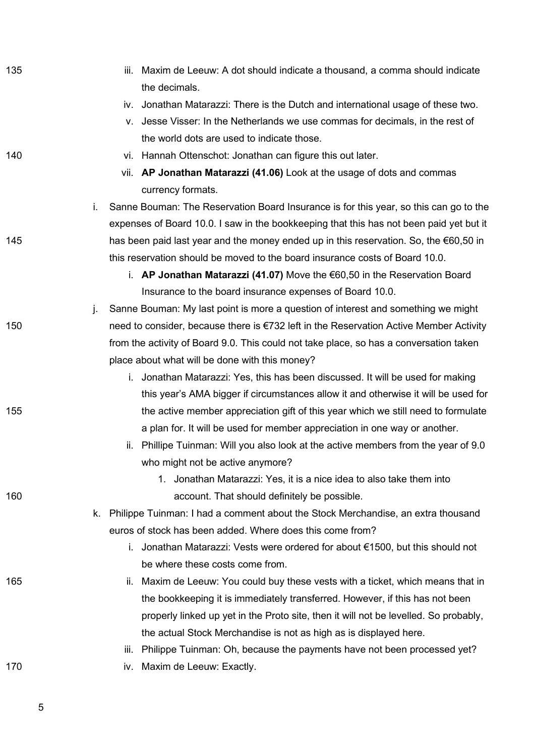iii. Maxim de Leeuw: A dot should indicate a thousand, a comma should indicate the decimals.

iv. Jonathan Matarazzi: There is the Dutch and international usage of these two.

v. Jesse Visser: In the Netherlands we use commas for decimals, in the rest of the world dots are used to indicate those.

vi. Hannah Ottenschot: Jonathan can figure this out later.

vii. **AP Jonathan Matarazzi (41.06)** Look at the usage of dots and commas currency formats.

i. Sanne Bouman: The Reservation Board Insurance is for this year, so this can go to the expenses of Board 10.0. I saw in the bookkeeping that this has not been paid yet but it has been paid last year and the money ended up in this reservation. So, the €60,50 in this reservation should be moved to the board insurance costs of Board 10.0.

   i. **AP Jonathan Matarazzi (41.07)** Move the €60,50 in the Reservation Board Insurance to the board insurance expenses of Board 10.0.

j. Sanne Bouman: My last point is more a question of interest and something we might need to consider, because there is €732 left in the Reservation Active Member Activity from the activity of Board 9.0. This could not take place, so has a conversation taken place about what will be done with this money?

   i. Jonathan Matarazzi: Yes, this has been discussed. It will be used for making this year's AMA bigger if circumstances allow it and otherwise it will be used for the active member appreciation gift of this year which we still need to formulate a plan for. It will be used for member appreciation in one way or another.

   ii. Phillipe Tuinman: Will you also look at the active members from the year of 9.0 who might not be active anymore?

      1. Jonathan Matarazzi: Yes, it is a nice idea to also take them into account. That should definitely be possible.

k. Philippe Tuinman: I had a comment about the Stock Merchandise, an extra thousand euros of stock has been added. Where does this come from?

   i. Jonathan Matarazzi: Vests were ordered for about €1500, but this should not be where these costs come from.

   ii. Maxim de Leeuw: You could buy these vests with a ticket, which means that in the bookkeeping it is immediately transferred. However, if this has not been properly linked up yet in the Proto site, then it will not be levelled. So probably, the actual Stock Merchandise is not as high as is displayed here.

   iii. Philippe Tuinman: Oh, because the payments have not been processed yet?

   iv. Maxim de Leeuw: Exactly.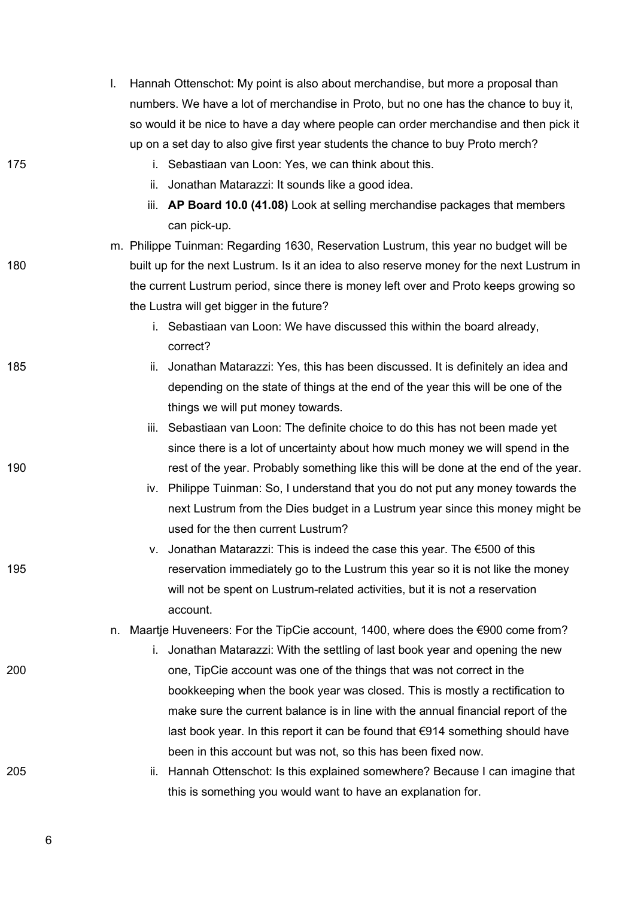l. Hannah Ottenschot: My point is also about merchandise, but more a proposal than numbers. We have a lot of merchandise in Proto, but no one has the chance to buy it, so would it be nice to have a day where people can order merchandise and then pick it up on a set day to also give first year students the chance to buy Proto merch?
   i. Sebastiaan van Loon: Yes, we can think about this.
   ii. Jonathan Matarazzi: It sounds like a good idea.
   iii. **AP Board 10.0 (41.08)** Look at selling merchandise packages that members can pick-up.

m. Philippe Tuinman: Regarding 1630, Reservation Lustrum, this year no budget will be built up for the next Lustrum. Is it an idea to also reserve money for the next Lustrum in the current Lustrum period, since there is money left over and Proto keeps growing so the Lustra will get bigger in the future?
   i. Sebastiaan van Loon: We have discussed this within the board already, correct?
   ii. Jonathan Matarazzi: Yes, this has been discussed. It is definitely an idea and depending on the state of things at the end of the year this will be one of the things we will put money towards.
   iii. Sebastiaan van Loon: The definite choice to do this has not been made yet since there is a lot of uncertainty about how much money we will spend in the rest of the year. Probably something like this will be done at the end of the year.
   iv. Philippe Tuinman: So, I understand that you do not put any money towards the next Lustrum from the Dies budget in a Lustrum year since this money might be used for the then current Lustrum?
   v. Jonathan Matarazzi: This is indeed the case this year. The €500 of this reservation immediately go to the Lustrum this year so it is not like the money will not be spent on Lustrum-related activities, but it is not a reservation account.

n. Maartje Huveneers: For the TipCie account, 1400, where does the €900 come from?
   i. Jonathan Matarazzi: With the settling of last book year and opening the new one, TipCie account was one of the things that was not correct in the bookkeeping when the book year was closed. This is mostly a rectification to make sure the current balance is in line with the annual financial report of the last book year. In this report it can be found that €914 something should have been in this account but was not, so this has been fixed now.
   ii. Hannah Ottenschot: Is this explained somewhere? Because I can imagine that this is something you would want to have an explanation for.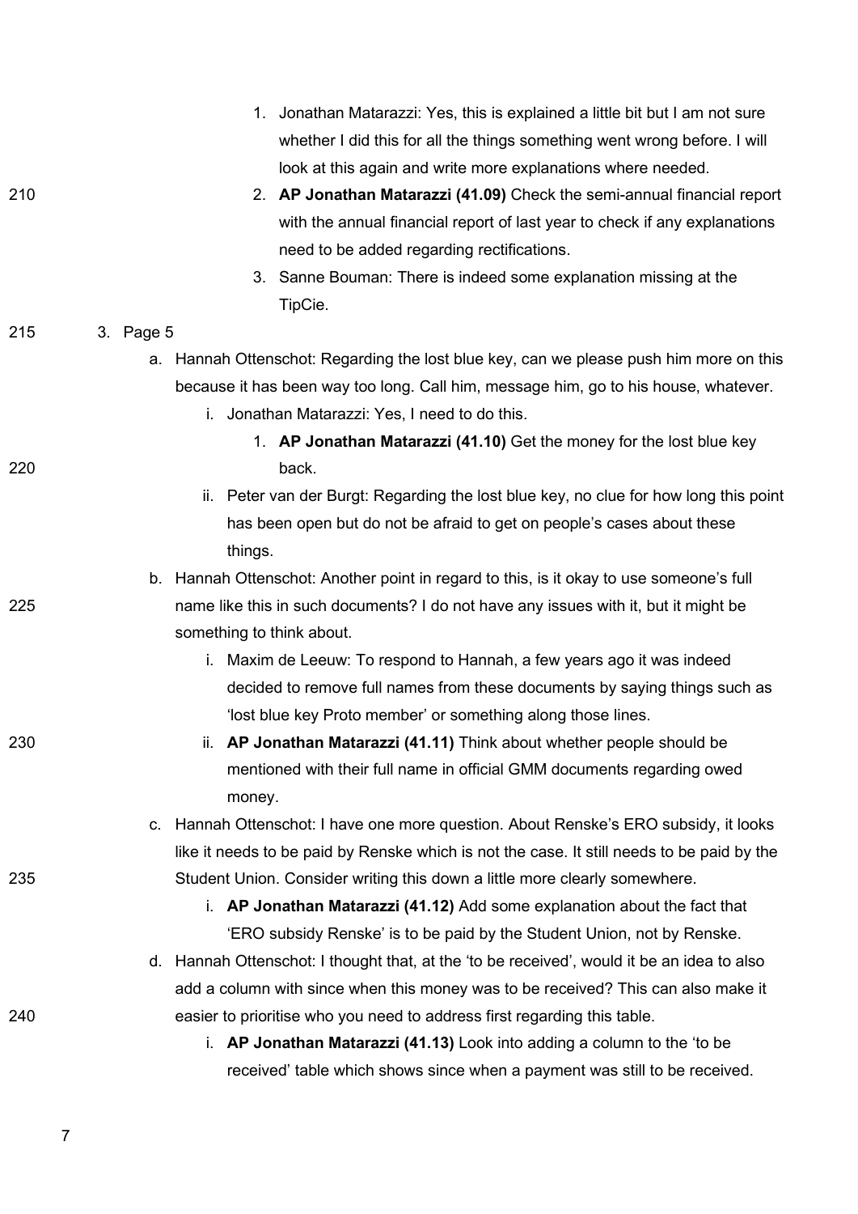1. Jonathan Matarazzi: Yes, this is explained a little bit but I am not sure whether I did this for all the things something went wrong before. I will look at this again and write more explanations where needed.
2. **AP Jonathan Matarazzi (41.09)** Check the semi-annual financial report with the annual financial report of last year to check if any explanations need to be added regarding rectifications.
3. Sanne Bouman: There is indeed some explanation missing at the TipCie.

3. Page 5
   a. Hannah Ottenschot: Regarding the lost blue key, can we please push him more on this because it has been way too long. Call him, message him, go to his house, whatever.
      i. Jonathan Matarazzi: Yes, I need to do this.
         1. **AP Jonathan Matarazzi (41.10)** Get the money for the lost blue key back.
      ii. Peter van der Burgt: Regarding the lost blue key, no clue for how long this point has been open but do not be afraid to get on people's cases about these things.
   b. Hannah Ottenschot: Another point in regard to this, is it okay to use someone's full name like this in such documents? I do not have any issues with it, but it might be something to think about.
      i. Maxim de Leeuw: To respond to Hannah, a few years ago it was indeed decided to remove full names from these documents by saying things such as 'lost blue key Proto member' or something along those lines.
      ii. **AP Jonathan Matarazzi (41.11)** Think about whether people should be mentioned with their full name in official GMM documents regarding owed money.
   c. Hannah Ottenschot: I have one more question. About Renske's ERO subsidy, it looks like it needs to be paid by Renske which is not the case. It still needs to be paid by the Student Union. Consider writing this down a little more clearly somewhere.
      i. **AP Jonathan Matarazzi (41.12)** Add some explanation about the fact that 'ERO subsidy Renske' is to be paid by the Student Union, not by Renske.
   d. Hannah Ottenschot: I thought that, at the 'to be received', would it be an idea to also add a column with since when this money was to be received? This can also make it easier to prioritise who you need to address first regarding this table.
      i. **AP Jonathan Matarazzi (41.13)** Look into adding a column to the 'to be received' table which shows since when a payment was still to be received.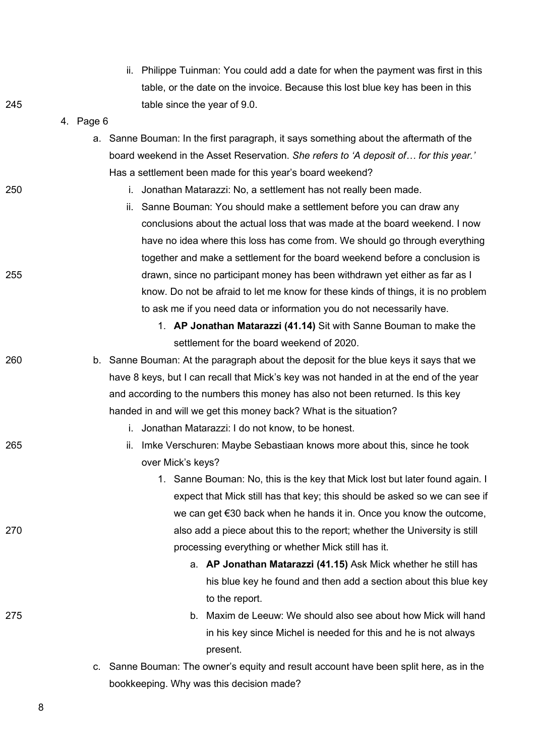ii. Philippe Tuinman: You could add a date for when the payment was first in this table, or the date on the invoice. Because this lost blue key has been in this table since the year of 9.0.

4. Page 6
   a. Sanne Bouman: In the first paragraph, it says something about the aftermath of the board weekend in the Asset Reservation. *She refers to 'A deposit of… for this year.'* Has a settlement been made for this year's board weekend?
      i. Jonathan Matarazzi: No, a settlement has not really been made.
      ii. Sanne Bouman: You should make a settlement before you can draw any conclusions about the actual loss that was made at the board weekend. I now have no idea where this loss has come from. We should go through everything together and make a settlement for the board weekend before a conclusion is drawn, since no participant money has been withdrawn yet either as far as I know. Do not be afraid to let me know for these kinds of things, it is no problem to ask me if you need data or information you do not necessarily have.
         1. **AP Jonathan Matarazzi (41.14)** Sit with Sanne Bouman to make the settlement for the board weekend of 2020.
   b. Sanne Bouman: At the paragraph about the deposit for the blue keys it says that we have 8 keys, but I can recall that Mick's key was not handed in at the end of the year and according to the numbers this money has also not been returned. Is this key handed in and will we get this money back? What is the situation?
      i. Jonathan Matarazzi: I do not know, to be honest.
      ii. Imke Verschuren: Maybe Sebastiaan knows more about this, since he took over Mick's keys?
         1. Sanne Bouman: No, this is the key that Mick lost but later found again. I expect that Mick still has that key; this should be asked so we can see if we can get €30 back when he hands it in. Once you know the outcome, also add a piece about this to the report; whether the University is still processing everything or whether Mick still has it.
            a. **AP Jonathan Matarazzi (41.15)** Ask Mick whether he still has his blue key he found and then add a section about this blue key to the report.
            b. Maxim de Leeuw: We should also see about how Mick will hand in his key since Michel is needed for this and he is not always present.
   c. Sanne Bouman: The owner's equity and result account have been split here, as in the bookkeeping. Why was this decision made?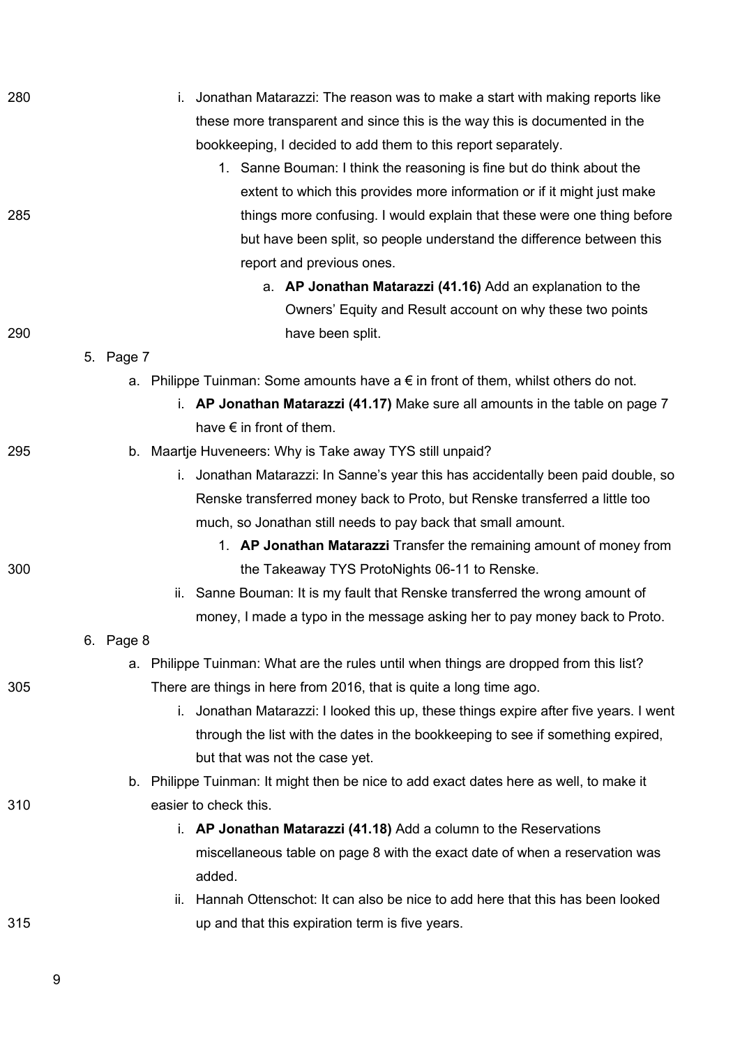- i. Jonathan Matarazzi: The reason was to make a start with making reports like these more transparent and since this is the way this is documented in the bookkeeping, I decided to add them to this report separately.
  1. Sanne Bouman: I think the reasoning is fine but do think about the extent to which this provides more information or if it might just make things more confusing. I would explain that these were one thing before but have been split, so people understand the difference between this report and previous ones.
     - a. **AP Jonathan Matarazzi (41.16)** Add an explanation to the Owners' Equity and Result account on why these two points have been split.

5. Page 7
   - a. Philippe Tuinman: Some amounts have a € in front of them, whilst others do not.
     - i. **AP Jonathan Matarazzi (41.17)** Make sure all amounts in the table on page 7 have € in front of them.
   - b. Maartje Huveneers: Why is Take away TYS still unpaid?
     - i. Jonathan Matarazzi: In Sanne's year this has accidentally been paid double, so Renske transferred money back to Proto, but Renske transferred a little too much, so Jonathan still needs to pay back that small amount.
       1. **AP Jonathan Matarazzi** Transfer the remaining amount of money from the Takeaway TYS ProtoNights 06-11 to Renske.
     - ii. Sanne Bouman: It is my fault that Renske transferred the wrong amount of money, I made a typo in the message asking her to pay money back to Proto.
6. Page 8
   - a. Philippe Tuinman: What are the rules until when things are dropped from this list? There are things in here from 2016, that is quite a long time ago.
     - i. Jonathan Matarazzi: I looked this up, these things expire after five years. I went through the list with the dates in the bookkeeping to see if something expired, but that was not the case yet.
   - b. Philippe Tuinman: It might then be nice to add exact dates here as well, to make it easier to check this.
     - i. **AP Jonathan Matarazzi (41.18)** Add a column to the Reservations miscellaneous table on page 8 with the exact date of when a reservation was added.
     - ii. Hannah Ottenschot: It can also be nice to add here that this has been looked up and that this expiration term is five years.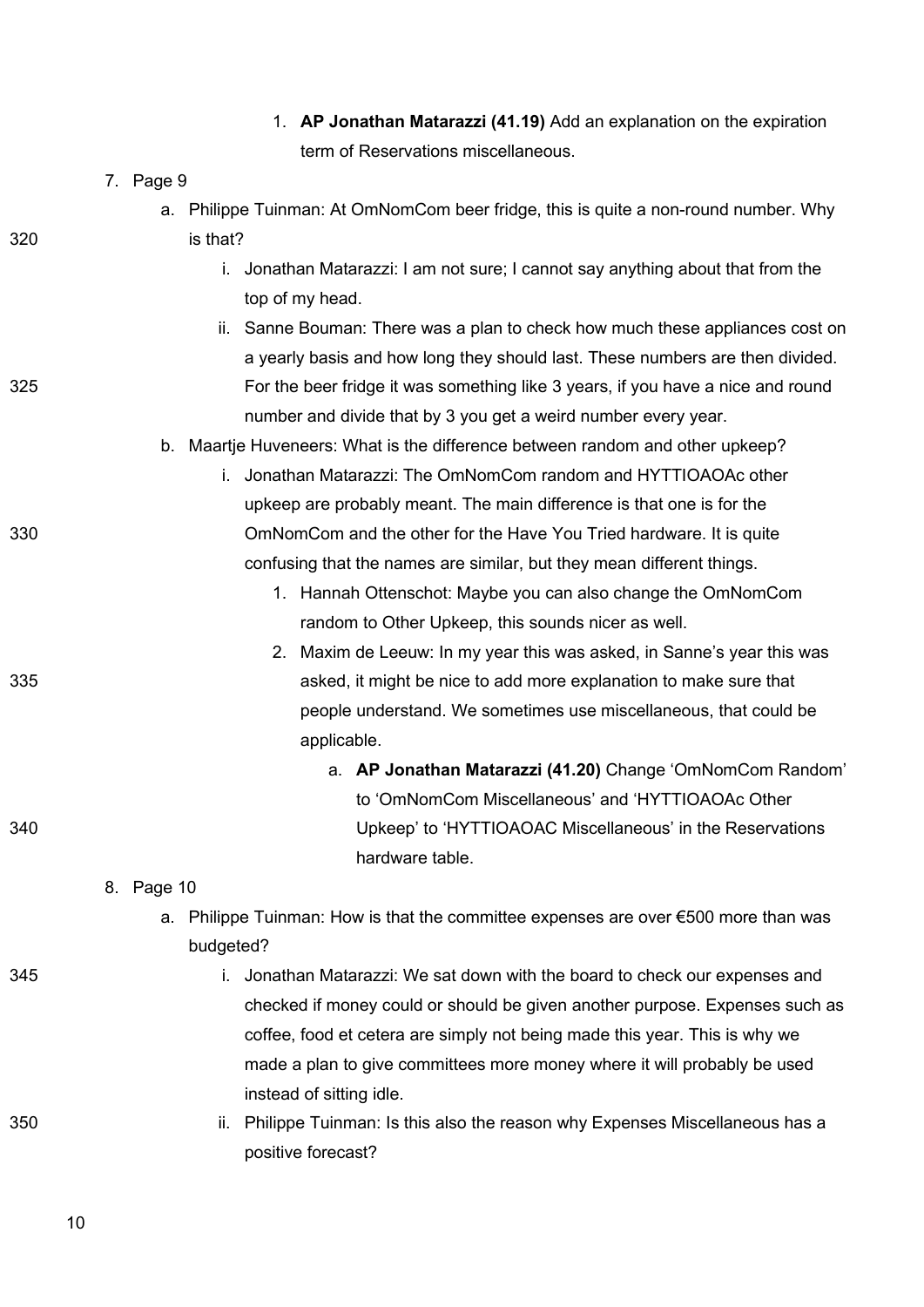1. **AP Jonathan Matarazzi (41.19)** Add an explanation on the expiration term of Reservations miscellaneous.

7. Page 9
   a. Philippe Tuinman: At OmNomCom beer fridge, this is quite a non-round number. Why is that?
      i. Jonathan Matarazzi: I am not sure; I cannot say anything about that from the top of my head.
      ii. Sanne Bouman: There was a plan to check how much these appliances cost on a yearly basis and how long they should last. These numbers are then divided. For the beer fridge it was something like 3 years, if you have a nice and round number and divide that by 3 you get a weird number every year.
   b. Maartje Huveneers: What is the difference between random and other upkeep?
      i. Jonathan Matarazzi: The OmNomCom random and HYTTIOAOAc other upkeep are probably meant. The main difference is that one is for the OmNomCom and the other for the Have You Tried hardware. It is quite confusing that the names are similar, but they mean different things.
         1. Hannah Ottenschot: Maybe you can also change the OmNomCom random to Other Upkeep, this sounds nicer as well.
         2. Maxim de Leeuw: In my year this was asked, in Sanne's year this was asked, it might be nice to add more explanation to make sure that people understand. We sometimes use miscellaneous, that could be applicable.
            a. **AP Jonathan Matarazzi (41.20)** Change 'OmNomCom Random' to 'OmNomCom Miscellaneous' and 'HYTTIOAOAc Other Upkeep' to 'HYTTIOAOAC Miscellaneous' in the Reservations hardware table.

8. Page 10
   a. Philippe Tuinman: How is that the committee expenses are over €500 more than was budgeted?
      i. Jonathan Matarazzi: We sat down with the board to check our expenses and checked if money could or should be given another purpose. Expenses such as coffee, food et cetera are simply not being made this year. This is why we made a plan to give committees more money where it will probably be used instead of sitting idle.
      ii. Philippe Tuinman: Is this also the reason why Expenses Miscellaneous has a positive forecast?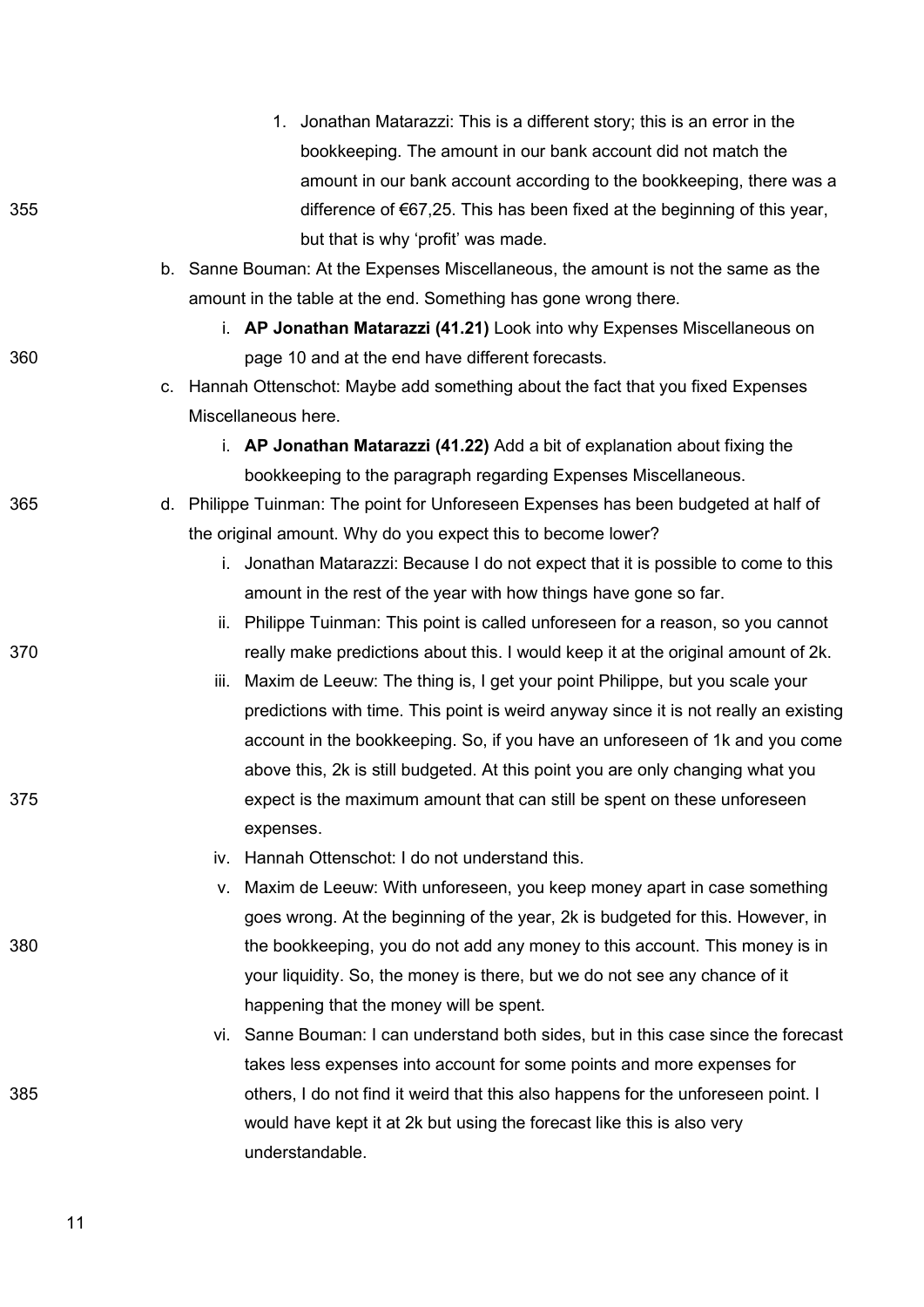1. Jonathan Matarazzi: This is a different story; this is an error in the bookkeeping. The amount in our bank account did not match the amount in our bank account according to the bookkeeping, there was a difference of €67,25. This has been fixed at the beginning of this year, but that is why 'profit' was made.

b. Sanne Bouman: At the Expenses Miscellaneous, the amount is not the same as the amount in the table at the end. Something has gone wrong there.
    - i. **AP Jonathan Matarazzi (41.21)** Look into why Expenses Miscellaneous on page 10 and at the end have different forecasts.

c. Hannah Ottenschot: Maybe add something about the fact that you fixed Expenses Miscellaneous here.
    - i. **AP Jonathan Matarazzi (41.22)** Add a bit of explanation about fixing the bookkeeping to the paragraph regarding Expenses Miscellaneous.

d. Philippe Tuinman: The point for Unforeseen Expenses has been budgeted at half of the original amount. Why do you expect this to become lower?
    - i. Jonathan Matarazzi: Because I do not expect that it is possible to come to this amount in the rest of the year with how things have gone so far.
    - ii. Philippe Tuinman: This point is called unforeseen for a reason, so you cannot really make predictions about this. I would keep it at the original amount of 2k.
    - iii. Maxim de Leeuw: The thing is, I get your point Philippe, but you scale your predictions with time. This point is weird anyway since it is not really an existing account in the bookkeeping. So, if you have an unforeseen of 1k and you come above this, 2k is still budgeted. At this point you are only changing what you expect is the maximum amount that can still be spent on these unforeseen expenses.
    - iv. Hannah Ottenschot: I do not understand this.
    - v. Maxim de Leeuw: With unforeseen, you keep money apart in case something goes wrong. At the beginning of the year, 2k is budgeted for this. However, in the bookkeeping, you do not add any money to this account. This money is in your liquidity. So, the money is there, but we do not see any chance of it happening that the money will be spent.
    - vi. Sanne Bouman: I can understand both sides, but in this case since the forecast takes less expenses into account for some points and more expenses for others, I do not find it weird that this also happens for the unforeseen point. I would have kept it at 2k but using the forecast like this is also very understandable.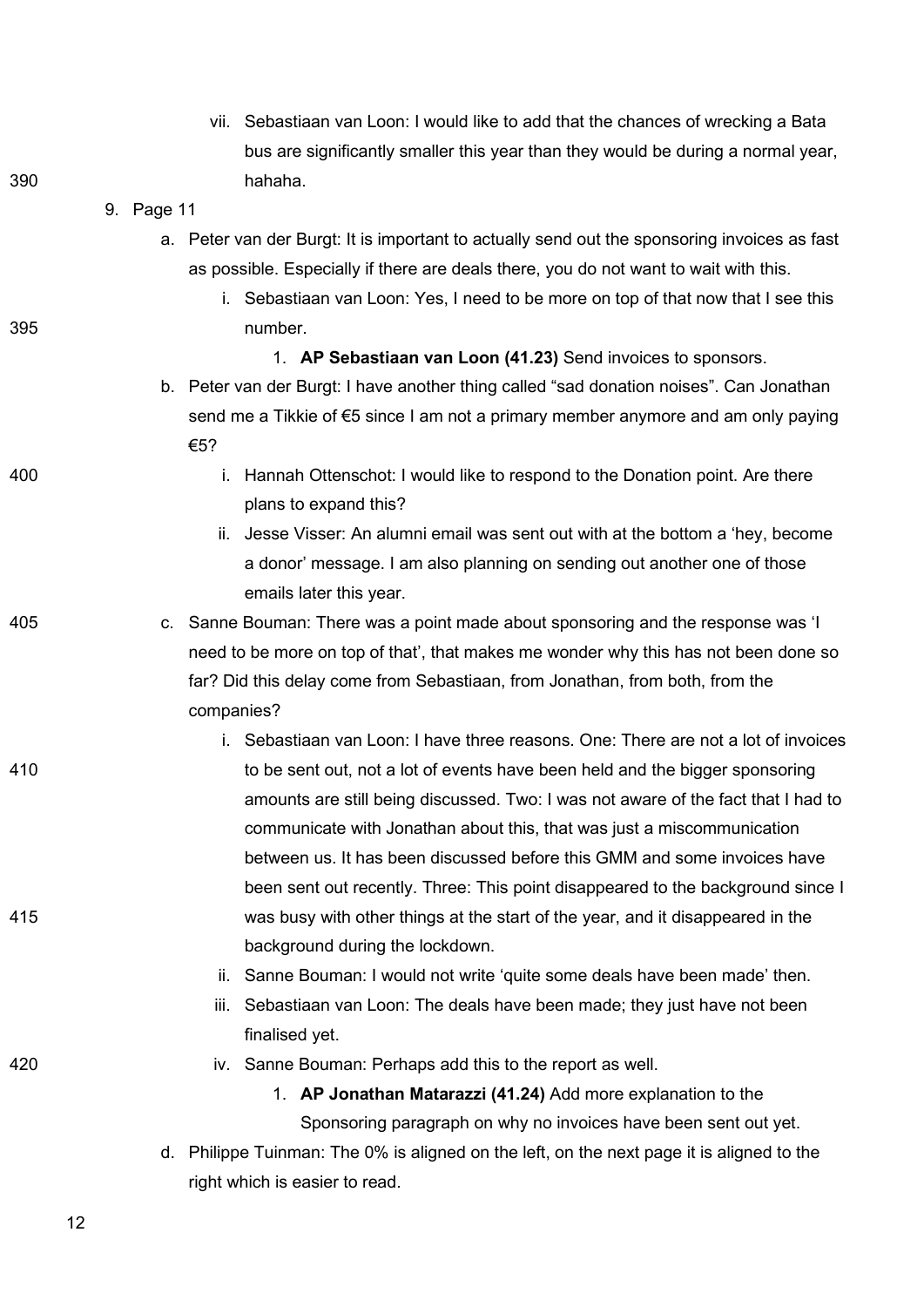vii. Sebastiaan van Loon: I would like to add that the chances of wrecking a Bata bus are significantly smaller this year than they would be during a normal year, hahaha.

9. Page 11
   a. Peter van der Burgt: It is important to actually send out the sponsoring invoices as fast as possible. Especially if there are deals there, you do not want to wait with this.
      i. Sebastiaan van Loon: Yes, I need to be more on top of that now that I see this number.
         1. **AP Sebastiaan van Loon (41.23)** Send invoices to sponsors.
   b. Peter van der Burgt: I have another thing called "sad donation noises". Can Jonathan send me a Tikkie of €5 since I am not a primary member anymore and am only paying €5?
      i. Hannah Ottenschot: I would like to respond to the Donation point. Are there plans to expand this?
      ii. Jesse Visser: An alumni email was sent out with at the bottom a 'hey, become a donor' message. I am also planning on sending out another one of those emails later this year.
   c. Sanne Bouman: There was a point made about sponsoring and the response was 'I need to be more on top of that', that makes me wonder why this has not been done so far? Did this delay come from Sebastiaan, from Jonathan, from both, from the companies?
      i. Sebastiaan van Loon: I have three reasons. One: There are not a lot of invoices to be sent out, not a lot of events have been held and the bigger sponsoring amounts are still being discussed. Two: I was not aware of the fact that I had to communicate with Jonathan about this, that was just a miscommunication between us. It has been discussed before this GMM and some invoices have been sent out recently. Three: This point disappeared to the background since I was busy with other things at the start of the year, and it disappeared in the background during the lockdown.
      ii. Sanne Bouman: I would not write 'quite some deals have been made' then.
      iii. Sebastiaan van Loon: The deals have been made; they just have not been finalised yet.
      iv. Sanne Bouman: Perhaps add this to the report as well.
         1. **AP Jonathan Matarazzi (41.24)** Add more explanation to the Sponsoring paragraph on why no invoices have been sent out yet.
   d. Philippe Tuinman: The 0% is aligned on the left, on the next page it is aligned to the right which is easier to read.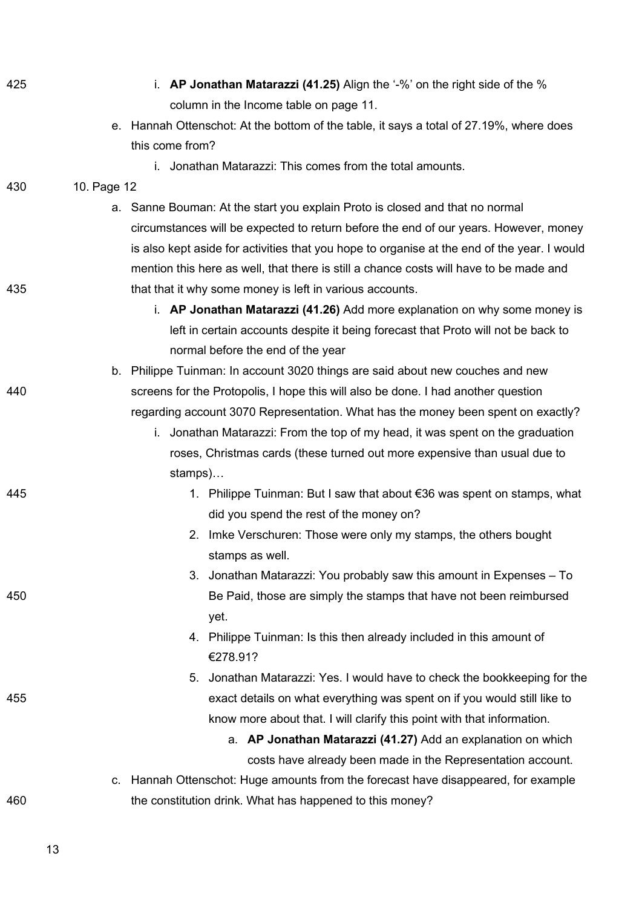i. **AP Jonathan Matarazzi (41.25)** Align the '-%' on the right side of the % column in the Income table on page 11.

e. Hannah Ottenschot: At the bottom of the table, it says a total of 27.19%, where does this come from?

   i. Jonathan Matarazzi: This comes from the total amounts.

10. Page 12

    a. Sanne Bouman: At the start you explain Proto is closed and that no normal circumstances will be expected to return before the end of our years. However, money is also kept aside for activities that you hope to organise at the end of the year. I would mention this here as well, that there is still a chance costs will have to be made and that that it why some money is left in various accounts.

       i. **AP Jonathan Matarazzi (41.26)** Add more explanation on why some money is left in certain accounts despite it being forecast that Proto will not be back to normal before the end of the year

    b. Philippe Tuinman: In account 3020 things are said about new couches and new screens for the Protopolis, I hope this will also be done. I had another question regarding account 3070 Representation. What has the money been spent on exactly?

       i. Jonathan Matarazzi: From the top of my head, it was spent on the graduation roses, Christmas cards (these turned out more expensive than usual due to stamps)…

          1. Philippe Tuinman: But I saw that about €36 was spent on stamps, what did you spend the rest of the money on?
          2. Imke Verschuren: Those were only my stamps, the others bought stamps as well.
          3. Jonathan Matarazzi: You probably saw this amount in Expenses – To Be Paid, those are simply the stamps that have not been reimbursed yet.
          4. Philippe Tuinman: Is this then already included in this amount of €278.91?
          5. Jonathan Matarazzi: Yes. I would have to check the bookkeeping for the exact details on what everything was spent on if you would still like to know more about that. I will clarify this point with that information.

             a. **AP Jonathan Matarazzi (41.27)** Add an explanation on which costs have already been made in the Representation account.

    c. Hannah Ottenschot: Huge amounts from the forecast have disappeared, for example the constitution drink. What has happened to this money?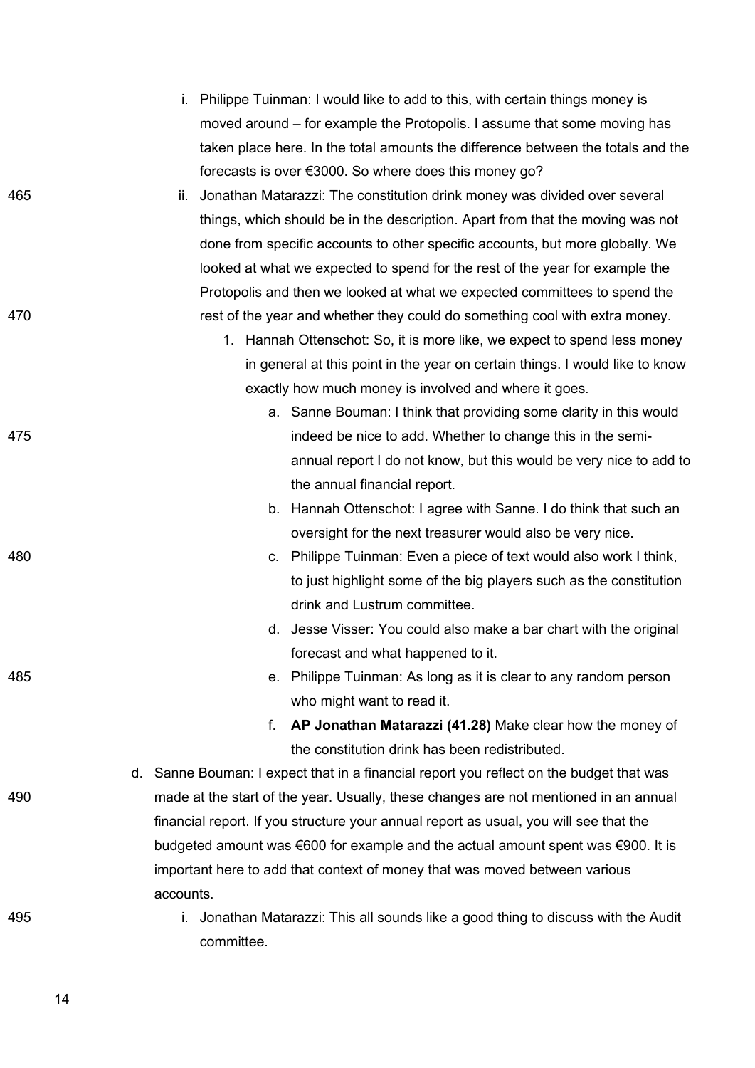i. Philippe Tuinman: I would like to add to this, with certain things money is moved around – for example the Protopolis. I assume that some moving has taken place here. In the total amounts the difference between the totals and the forecasts is over €3000. So where does this money go?

ii. Jonathan Matarazzi: The constitution drink money was divided over several things, which should be in the description. Apart from that the moving was not done from specific accounts to other specific accounts, but more globally. We looked at what we expected to spend for the rest of the year for example the Protopolis and then we looked at what we expected committees to spend the rest of the year and whether they could do something cool with extra money.

1. Hannah Ottenschot: So, it is more like, we expect to spend less money in general at this point in the year on certain things. I would like to know exactly how much money is involved and where it goes.

   a. Sanne Bouman: I think that providing some clarity in this would indeed be nice to add. Whether to change this in the semi-annual report I do not know, but this would be very nice to add to the annual financial report.

   b. Hannah Ottenschot: I agree with Sanne. I do think that such an oversight for the next treasurer would also be very nice.

   c. Philippe Tuinman: Even a piece of text would also work I think, to just highlight some of the big players such as the constitution drink and Lustrum committee.

   d. Jesse Visser: You could also make a bar chart with the original forecast and what happened to it.

   e. Philippe Tuinman: As long as it is clear to any random person who might want to read it.

   f. **AP Jonathan Matarazzi (41.28)** Make clear how the money of the constitution drink has been redistributed.

d. Sanne Bouman: I expect that in a financial report you reflect on the budget that was made at the start of the year. Usually, these changes are not mentioned in an annual financial report. If you structure your annual report as usual, you will see that the budgeted amount was €600 for example and the actual amount spent was €900. It is important here to add that context of money that was moved between various accounts.

   i. Jonathan Matarazzi: This all sounds like a good thing to discuss with the Audit committee.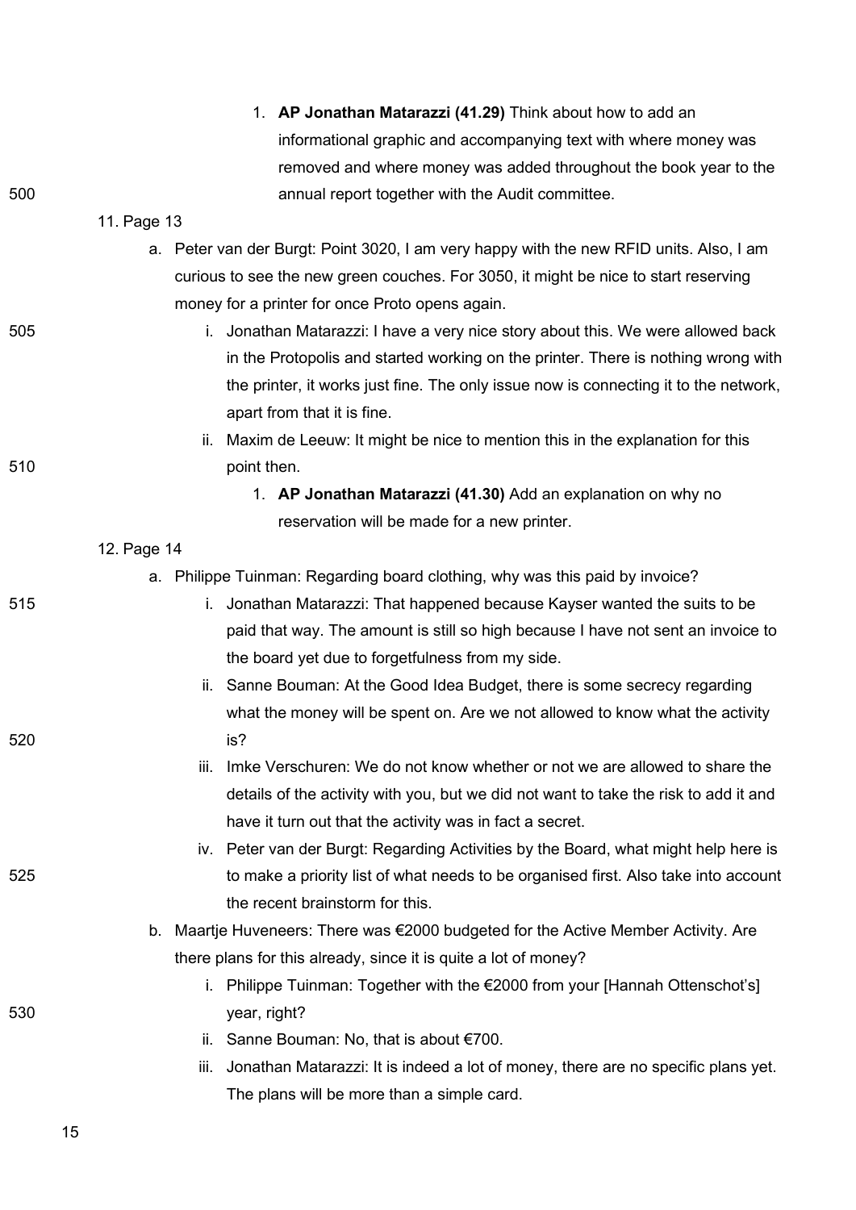1. **AP Jonathan Matarazzi (41.29)** Think about how to add an informational graphic and accompanying text with where money was removed and where money was added throughout the book year to the annual report together with the Audit committee.

11. Page 13
    a. Peter van der Burgt: Point 3020, I am very happy with the new RFID units. Also, I am curious to see the new green couches. For 3050, it might be nice to start reserving money for a printer for once Proto opens again.
        i. Jonathan Matarazzi: I have a very nice story about this. We were allowed back in the Protopolis and started working on the printer. There is nothing wrong with the printer, it works just fine. The only issue now is connecting it to the network, apart from that it is fine.
        ii. Maxim de Leeuw: It might be nice to mention this in the explanation for this point then.
            1. **AP Jonathan Matarazzi (41.30)** Add an explanation on why no reservation will be made for a new printer.

12. Page 14
    a. Philippe Tuinman: Regarding board clothing, why was this paid by invoice?
        i. Jonathan Matarazzi: That happened because Kayser wanted the suits to be paid that way. The amount is still so high because I have not sent an invoice to the board yet due to forgetfulness from my side.
        ii. Sanne Bouman: At the Good Idea Budget, there is some secrecy regarding what the money will be spent on. Are we not allowed to know what the activity is?
        iii. Imke Verschuren: We do not know whether or not we are allowed to share the details of the activity with you, but we did not want to take the risk to add it and have it turn out that the activity was in fact a secret.
        iv. Peter van der Burgt: Regarding Activities by the Board, what might help here is to make a priority list of what needs to be organised first. Also take into account the recent brainstorm for this.
    b. Maartje Huveneers: There was €2000 budgeted for the Active Member Activity. Are there plans for this already, since it is quite a lot of money?
        i. Philippe Tuinman: Together with the €2000 from your [Hannah Ottenschot's] year, right?
        ii. Sanne Bouman: No, that is about €700.
        iii. Jonathan Matarazzi: It is indeed a lot of money, there are no specific plans yet. The plans will be more than a simple card.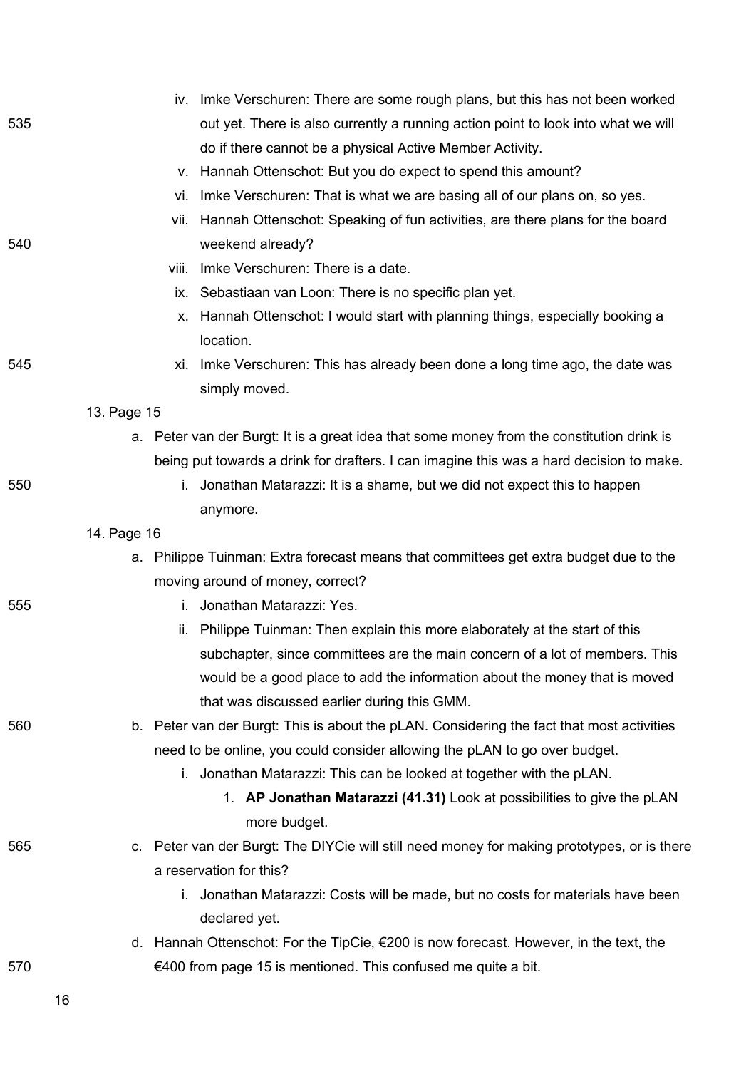iv. Imke Verschuren: There are some rough plans, but this has not been worked out yet. There is also currently a running action point to look into what we will do if there cannot be a physical Active Member Activity.

v. Hannah Ottenschot: But you do expect to spend this amount?

vi. Imke Verschuren: That is what we are basing all of our plans on, so yes.

vii. Hannah Ottenschot: Speaking of fun activities, are there plans for the board weekend already?

viii. Imke Verschuren: There is a date.

ix. Sebastiaan van Loon: There is no specific plan yet.

x. Hannah Ottenschot: I would start with planning things, especially booking a location.

xi. Imke Verschuren: This has already been done a long time ago, the date was simply moved.

13. Page 15
    a. Peter van der Burgt: It is a great idea that some money from the constitution drink is being put towards a drink for drafters. I can imagine this was a hard decision to make.
        i. Jonathan Matarazzi: It is a shame, but we did not expect this to happen anymore.

14. Page 16
    a. Philippe Tuinman: Extra forecast means that committees get extra budget due to the moving around of money, correct?
        i. Jonathan Matarazzi: Yes.
        ii. Philippe Tuinman: Then explain this more elaborately at the start of this subchapter, since committees are the main concern of a lot of members. This would be a good place to add the information about the money that is moved that was discussed earlier during this GMM.
    b. Peter van der Burgt: This is about the pLAN. Considering the fact that most activities need to be online, you could consider allowing the pLAN to go over budget.
        i. Jonathan Matarazzi: This can be looked at together with the pLAN.
            1. **AP Jonathan Matarazzi (41.31)** Look at possibilities to give the pLAN more budget.
    c. Peter van der Burgt: The DIYCie will still need money for making prototypes, or is there a reservation for this?
        i. Jonathan Matarazzi: Costs will be made, but no costs for materials have been declared yet.
    d. Hannah Ottenschot: For the TipCie, €200 is now forecast. However, in the text, the €400 from page 15 is mentioned. This confused me quite a bit.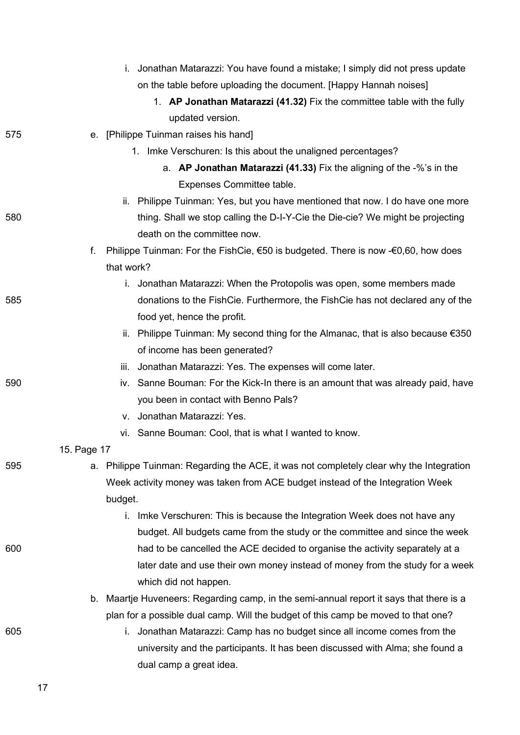i. Jonathan Matarazzi: You have found a mistake; I simply did not press update on the table before uploading the document. [Happy Hannah noises]

1. **AP Jonathan Matarazzi (41.32)** Fix the committee table with the fully updated version.

e. [Philippe Tuinman raises his hand]

1. Imke Verschuren: Is this about the unaligned percentages?

a. **AP Jonathan Matarazzi (41.33)** Fix the aligning of the -%'s in the Expenses Committee table.

ii. Philippe Tuinman: Yes, but you have mentioned that now. I do have one more thing. Shall we stop calling the D-I-Y-Cie the Die-cie? We might be projecting death on the committee now.

f. Philippe Tuinman: For the FishCie, €50 is budgeted. There is now -€0,60, how does that work?

i. Jonathan Matarazzi: When the Protopolis was open, some members made donations to the FishCie. Furthermore, the FishCie has not declared any of the food yet, hence the profit.

ii. Philippe Tuinman: My second thing for the Almanac, that is also because €350 of income has been generated?

iii. Jonathan Matarazzi: Yes. The expenses will come later.

iv. Sanne Bouman: For the Kick-In there is an amount that was already paid, have you been in contact with Benno Pals?

v. Jonathan Matarazzi: Yes.

vi. Sanne Bouman: Cool, that is what I wanted to know.

15. Page 17

a. Philippe Tuinman: Regarding the ACE, it was not completely clear why the Integration Week activity money was taken from ACE budget instead of the Integration Week budget.

i. Imke Verschuren: This is because the Integration Week does not have any budget. All budgets came from the study or the committee and since the week had to be cancelled the ACE decided to organise the activity separately at a later date and use their own money instead of money from the study for a week which did not happen.

b. Maartje Huveneers: Regarding camp, in the semi-annual report it says that there is a plan for a possible dual camp. Will the budget of this camp be moved to that one?

i. Jonathan Matarazzi: Camp has no budget since all income comes from the university and the participants. It has been discussed with Alma; she found a dual camp a great idea.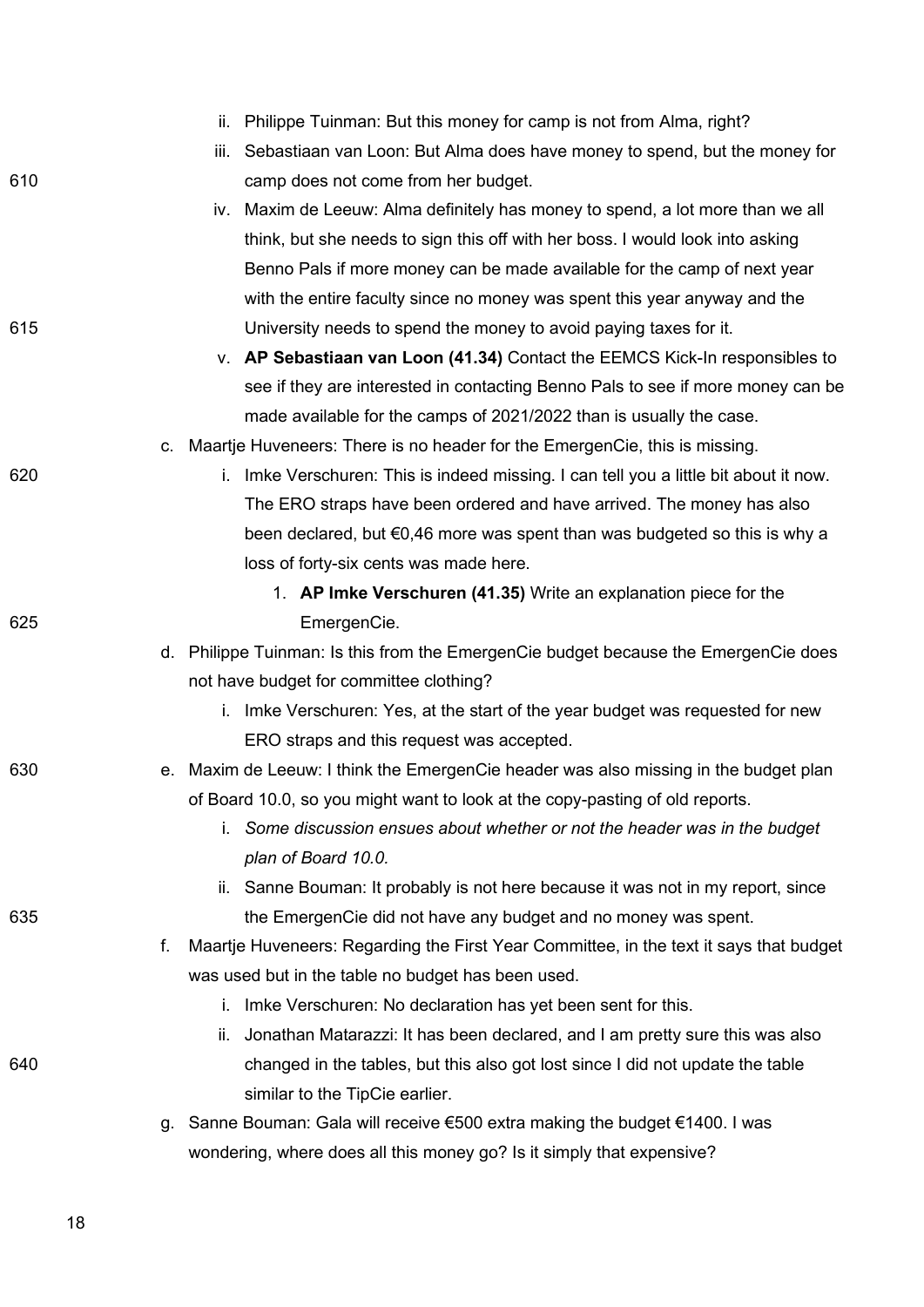ii. Philippe Tuinman: But this money for camp is not from Alma, right?

iii. Sebastiaan van Loon: But Alma does have money to spend, but the money for camp does not come from her budget.

iv. Maxim de Leeuw: Alma definitely has money to spend, a lot more than we all think, but she needs to sign this off with her boss. I would look into asking Benno Pals if more money can be made available for the camp of next year with the entire faculty since no money was spent this year anyway and the University needs to spend the money to avoid paying taxes for it.

v. **AP Sebastiaan van Loon (41.34)** Contact the EEMCS Kick-In responsibles to see if they are interested in contacting Benno Pals to see if more money can be made available for the camps of 2021/2022 than is usually the case.

c. Maartje Huveneers: There is no header for the EmergenCie, this is missing.

i. Imke Verschuren: This is indeed missing. I can tell you a little bit about it now. The ERO straps have been ordered and have arrived. The money has also been declared, but €0,46 more was spent than was budgeted so this is why a loss of forty-six cents was made here.

1. **AP Imke Verschuren (41.35)** Write an explanation piece for the EmergenCie.

d. Philippe Tuinman: Is this from the EmergenCie budget because the EmergenCie does not have budget for committee clothing?

i. Imke Verschuren: Yes, at the start of the year budget was requested for new ERO straps and this request was accepted.

e. Maxim de Leeuw: I think the EmergenCie header was also missing in the budget plan of Board 10.0, so you might want to look at the copy-pasting of old reports.

i. *Some discussion ensues about whether or not the header was in the budget plan of Board 10.0.*

ii. Sanne Bouman: It probably is not here because it was not in my report, since the EmergenCie did not have any budget and no money was spent.

f. Maartje Huveneers: Regarding the First Year Committee, in the text it says that budget was used but in the table no budget has been used.

i. Imke Verschuren: No declaration has yet been sent for this.

ii. Jonathan Matarazzi: It has been declared, and I am pretty sure this was also changed in the tables, but this also got lost since I did not update the table similar to the TipCie earlier.

g. Sanne Bouman: Gala will receive €500 extra making the budget €1400. I was wondering, where does all this money go? Is it simply that expensive?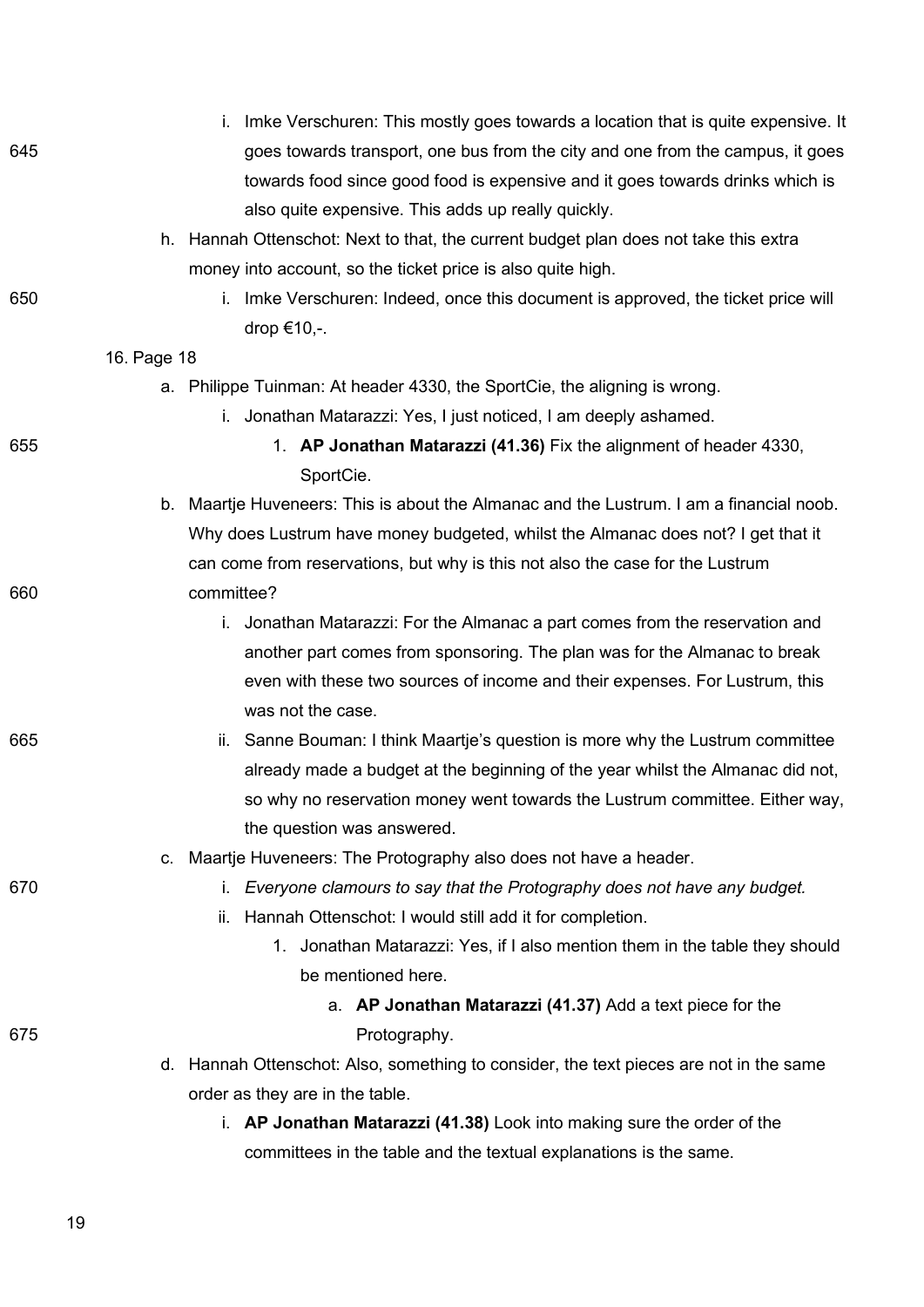i. Imke Verschuren: This mostly goes towards a location that is quite expensive. It goes towards transport, one bus from the city and one from the campus, it goes towards food since good food is expensive and it goes towards drinks which is also quite expensive. This adds up really quickly.

h. Hannah Ottenschot: Next to that, the current budget plan does not take this extra money into account, so the ticket price is also quite high.

   i. Imke Verschuren: Indeed, once this document is approved, the ticket price will drop €10,-.

16. Page 18

   a. Philippe Tuinman: At header 4330, the SportCie, the aligning is wrong.

      i. Jonathan Matarazzi: Yes, I just noticed, I am deeply ashamed.

         1. **AP Jonathan Matarazzi (41.36)** Fix the alignment of header 4330, SportCie.

   b. Maartje Huveneers: This is about the Almanac and the Lustrum. I am a financial noob. Why does Lustrum have money budgeted, whilst the Almanac does not? I get that it can come from reservations, but why is this not also the case for the Lustrum committee?

      i. Jonathan Matarazzi: For the Almanac a part comes from the reservation and another part comes from sponsoring. The plan was for the Almanac to break even with these two sources of income and their expenses. For Lustrum, this was not the case.

      ii. Sanne Bouman: I think Maartje's question is more why the Lustrum committee already made a budget at the beginning of the year whilst the Almanac did not, so why no reservation money went towards the Lustrum committee. Either way, the question was answered.

   c. Maartje Huveneers: The Protography also does not have a header.

      i. *Everyone clamours to say that the Protography does not have any budget.*

      ii. Hannah Ottenschot: I would still add it for completion.

         1. Jonathan Matarazzi: Yes, if I also mention them in the table they should be mentioned here.

            a. **AP Jonathan Matarazzi (41.37)** Add a text piece for the Protography.

   d. Hannah Ottenschot: Also, something to consider, the text pieces are not in the same order as they are in the table.

      i. **AP Jonathan Matarazzi (41.38)** Look into making sure the order of the committees in the table and the textual explanations is the same.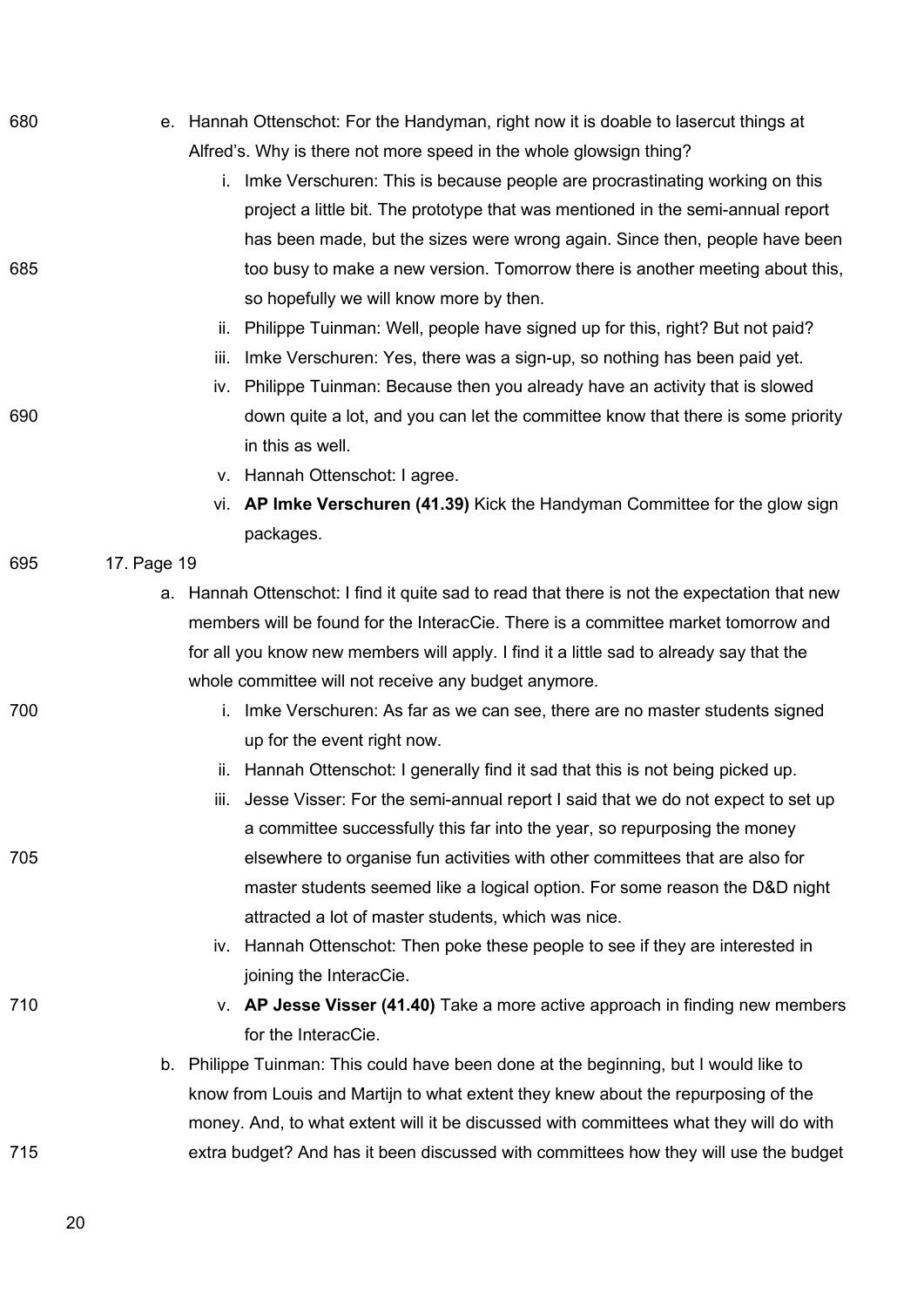e. Hannah Ottenschot: For the Handyman, right now it is doable to lasercut things at Alfred's. Why is there not more speed in the whole glowsign thing?
   i. Imke Verschuren: This is because people are procrastinating working on this project a little bit. The prototype that was mentioned in the semi-annual report has been made, but the sizes were wrong again. Since then, people have been too busy to make a new version. Tomorrow there is another meeting about this, so hopefully we will know more by then.
   ii. Philippe Tuinman: Well, people have signed up for this, right? But not paid?
   iii. Imke Verschuren: Yes, there was a sign-up, so nothing has been paid yet.
   iv. Philippe Tuinman: Because then you already have an activity that is slowed down quite a lot, and you can let the committee know that there is some priority in this as well.
   v. Hannah Ottenschot: I agree.
   vi. **AP Imke Verschuren (41.39)** Kick the Handyman Committee for the glow sign packages.

17. Page 19
   a. Hannah Ottenschot: I find it quite sad to read that there is not the expectation that new members will be found for the InteracCie. There is a committee market tomorrow and for all you know new members will apply. I find it a little sad to already say that the whole committee will not receive any budget anymore.
      i. Imke Verschuren: As far as we can see, there are no master students signed up for the event right now.
      ii. Hannah Ottenschot: I generally find it sad that this is not being picked up.
      iii. Jesse Visser: For the semi-annual report I said that we do not expect to set up a committee successfully this far into the year, so repurposing the money elsewhere to organise fun activities with other committees that are also for master students seemed like a logical option. For some reason the D&D night attracted a lot of master students, which was nice.
      iv. Hannah Ottenschot: Then poke these people to see if they are interested in joining the InteracCie.
      v. **AP Jesse Visser (41.40)** Take a more active approach in finding new members for the InteracCie.
   b. Philippe Tuinman: This could have been done at the beginning, but I would like to know from Louis and Martijn to what extent they knew about the repurposing of the money. And, to what extent will it be discussed with committees what they will do with extra budget? And has it been discussed with committees how they will use the budget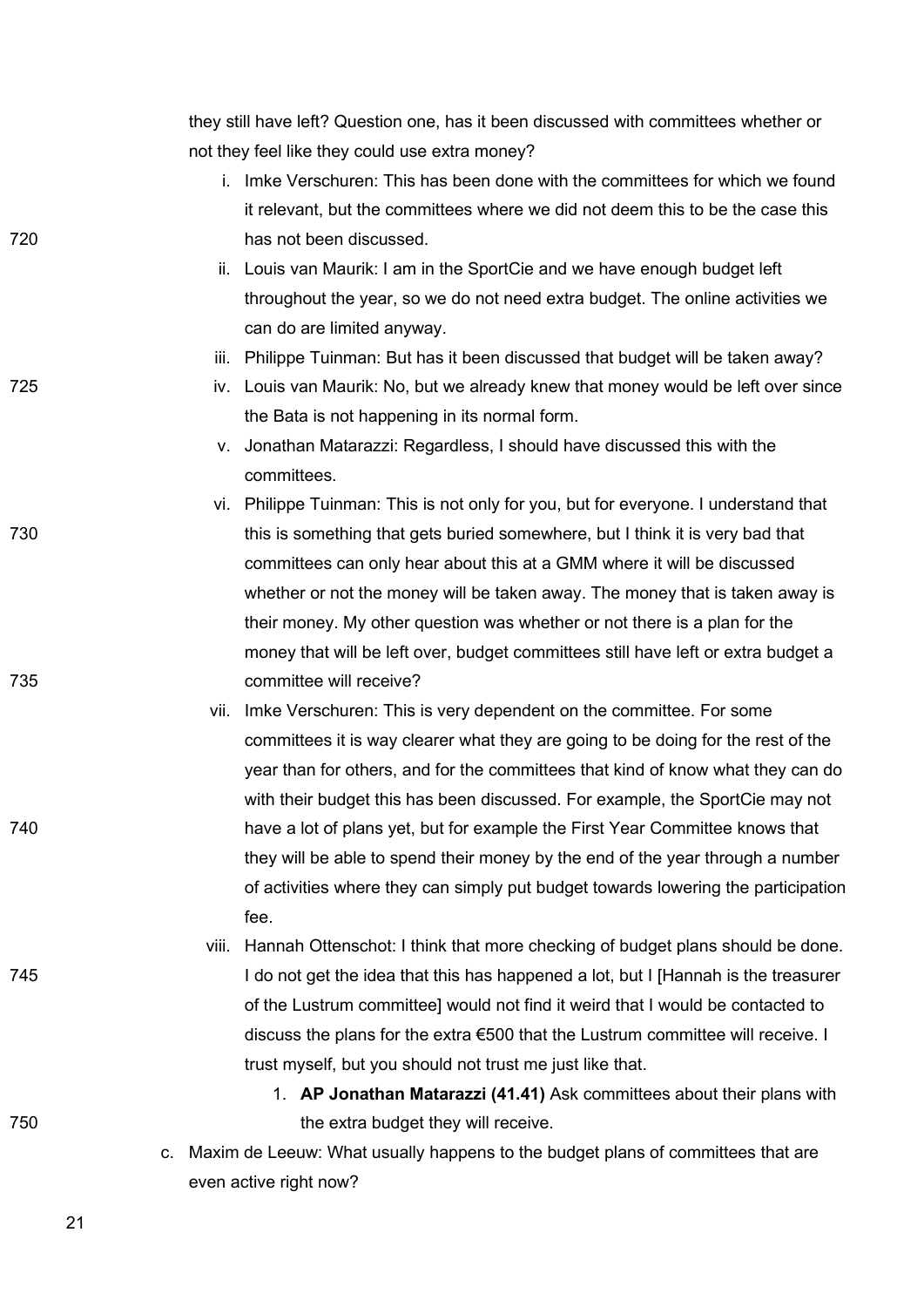they still have left? Question one, has it been discussed with committees whether or not they feel like they could use extra money?

i. Imke Verschuren: This has been done with the committees for which we found it relevant, but the committees where we did not deem this to be the case this has not been discussed.

ii. Louis van Maurik: I am in the SportCie and we have enough budget left throughout the year, so we do not need extra budget. The online activities we can do are limited anyway.

iii. Philippe Tuinman: But has it been discussed that budget will be taken away?

iv. Louis van Maurik: No, but we already knew that money would be left over since the Bata is not happening in its normal form.

v. Jonathan Matarazzi: Regardless, I should have discussed this with the committees.

vi. Philippe Tuinman: This is not only for you, but for everyone. I understand that this is something that gets buried somewhere, but I think it is very bad that committees can only hear about this at a GMM where it will be discussed whether or not the money will be taken away. The money that is taken away is their money. My other question was whether or not there is a plan for the money that will be left over, budget committees still have left or extra budget a committee will receive?

vii. Imke Verschuren: This is very dependent on the committee. For some committees it is way clearer what they are going to be doing for the rest of the year than for others, and for the committees that kind of know what they can do with their budget this has been discussed. For example, the SportCie may not have a lot of plans yet, but for example the First Year Committee knows that they will be able to spend their money by the end of the year through a number of activities where they can simply put budget towards lowering the participation fee.

viii. Hannah Ottenschot: I think that more checking of budget plans should be done. I do not get the idea that this has happened a lot, but I [Hannah is the treasurer of the Lustrum committee] would not find it weird that I would be contacted to discuss the plans for the extra €500 that the Lustrum committee will receive. I trust myself, but you should not trust me just like that.

1. **AP Jonathan Matarazzi (41.41)** Ask committees about their plans with the extra budget they will receive.

c. Maxim de Leeuw: What usually happens to the budget plans of committees that are even active right now?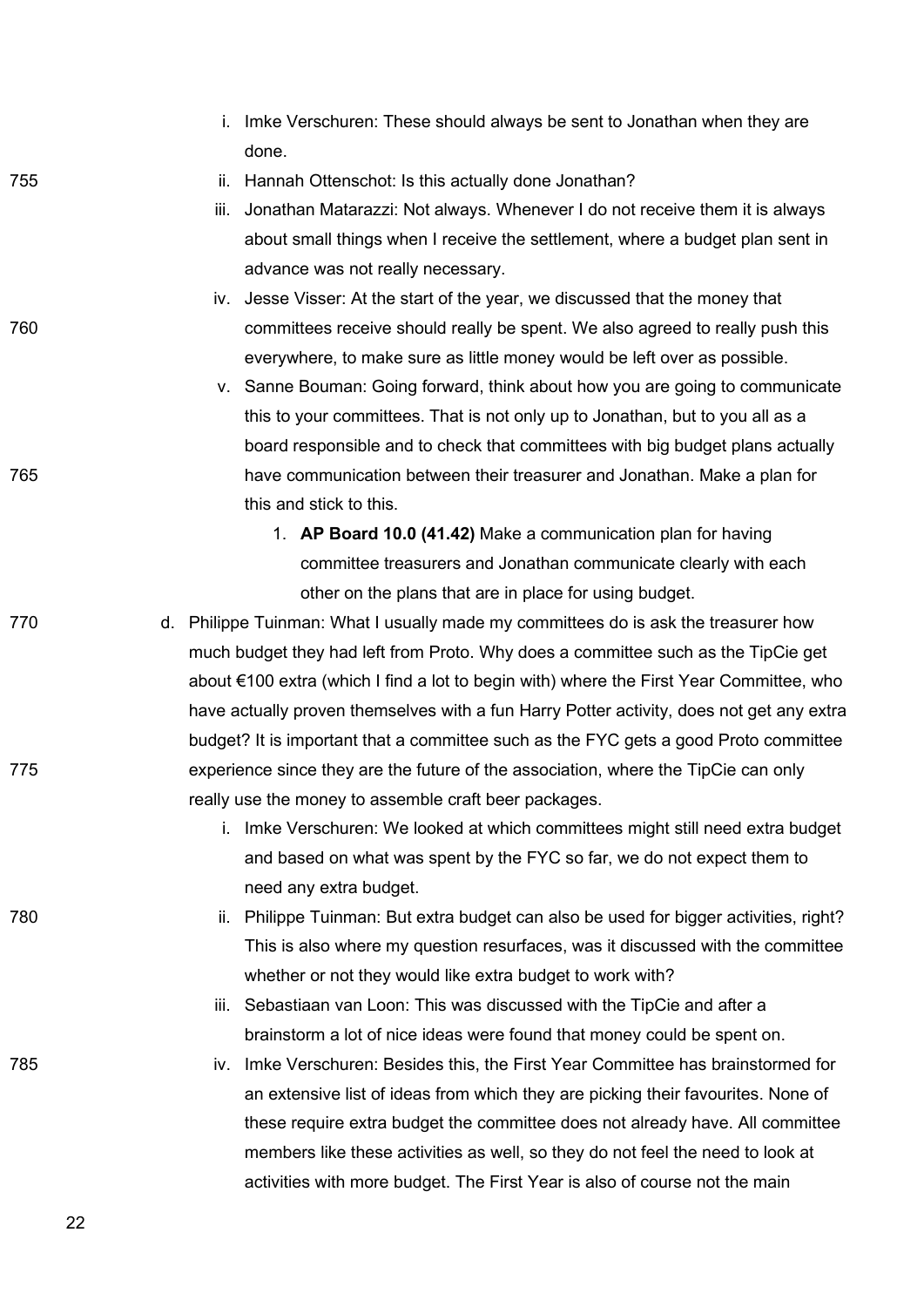i. Imke Verschuren: These should always be sent to Jonathan when they are done.

ii. Hannah Ottenschot: Is this actually done Jonathan?

iii. Jonathan Matarazzi: Not always. Whenever I do not receive them it is always about small things when I receive the settlement, where a budget plan sent in advance was not really necessary.

iv. Jesse Visser: At the start of the year, we discussed that the money that committees receive should really be spent. We also agreed to really push this everywhere, to make sure as little money would be left over as possible.

v. Sanne Bouman: Going forward, think about how you are going to communicate this to your committees. That is not only up to Jonathan, but to you all as a board responsible and to check that committees with big budget plans actually have communication between their treasurer and Jonathan. Make a plan for this and stick to this.

1. **AP Board 10.0 (41.42)** Make a communication plan for having committee treasurers and Jonathan communicate clearly with each other on the plans that are in place for using budget.

d. Philippe Tuinman: What I usually made my committees do is ask the treasurer how much budget they had left from Proto. Why does a committee such as the TipCie get about €100 extra (which I find a lot to begin with) where the First Year Committee, who have actually proven themselves with a fun Harry Potter activity, does not get any extra budget? It is important that a committee such as the FYC gets a good Proto committee experience since they are the future of the association, where the TipCie can only really use the money to assemble craft beer packages.

i. Imke Verschuren: We looked at which committees might still need extra budget and based on what was spent by the FYC so far, we do not expect them to need any extra budget.

ii. Philippe Tuinman: But extra budget can also be used for bigger activities, right? This is also where my question resurfaces, was it discussed with the committee whether or not they would like extra budget to work with?

iii. Sebastiaan van Loon: This was discussed with the TipCie and after a brainstorm a lot of nice ideas were found that money could be spent on.

iv. Imke Verschuren: Besides this, the First Year Committee has brainstormed for an extensive list of ideas from which they are picking their favourites. None of these require extra budget the committee does not already have. All committee members like these activities as well, so they do not feel the need to look at activities with more budget. The First Year is also of course not the main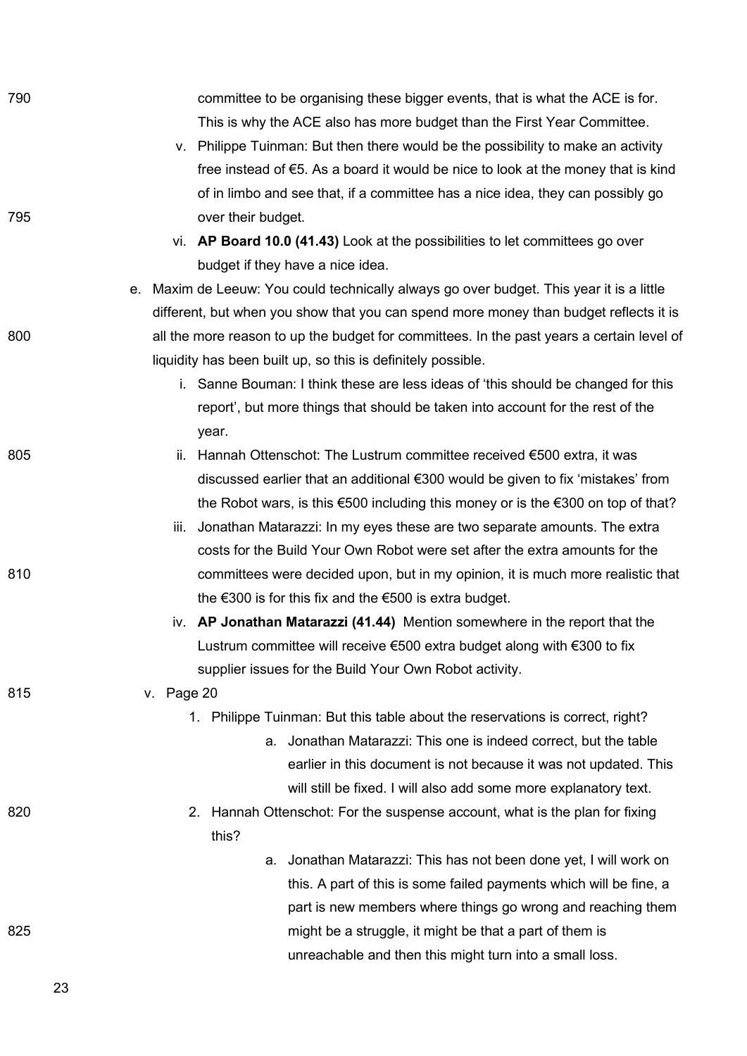committee to be organising these bigger events, that is what the ACE is for. This is why the ACE also has more budget than the First Year Committee.

   v. Philippe Tuinman: But then there would be the possibility to make an activity free instead of €5. As a board it would be nice to look at the money that is kind of in limbo and see that, if a committee has a nice idea, they can possibly go over their budget.
   vi. **AP Board 10.0 (41.43)** Look at the possibilities to let committees go over budget if they have a nice idea.

e. Maxim de Leeuw: You could technically always go over budget. This year it is a little different, but when you show that you can spend more money than budget reflects it is all the more reason to up the budget for committees. In the past years a certain level of liquidity has been built up, so this is definitely possible.
   i. Sanne Bouman: I think these are less ideas of 'this should be changed for this report', but more things that should be taken into account for the rest of the year.
   ii. Hannah Ottenschot: The Lustrum committee received €500 extra, it was discussed earlier that an additional €300 would be given to fix 'mistakes' from the Robot wars, is this €500 including this money or is the €300 on top of that?
   iii. Jonathan Matarazzi: In my eyes these are two separate amounts. The extra costs for the Build Your Own Robot were set after the extra amounts for the committees were decided upon, but in my opinion, it is much more realistic that the €300 is for this fix and the €500 is extra budget.
   iv. **AP Jonathan Matarazzi (41.44)** Mention somewhere in the report that the Lustrum committee will receive €500 extra budget along with €300 to fix supplier issues for the Build Your Own Robot activity.

v. Page 20
   1. Philippe Tuinman: But this table about the reservations is correct, right?
      a. Jonathan Matarazzi: This one is indeed correct, but the table earlier in this document is not because it was not updated. This will still be fixed. I will also add some more explanatory text.
   2. Hannah Ottenschot: For the suspense account, what is the plan for fixing this?
      a. Jonathan Matarazzi: This has not been done yet, I will work on this. A part of this is some failed payments which will be fine, a part is new members where things go wrong and reaching them might be a struggle, it might be that a part of them is unreachable and then this might turn into a small loss.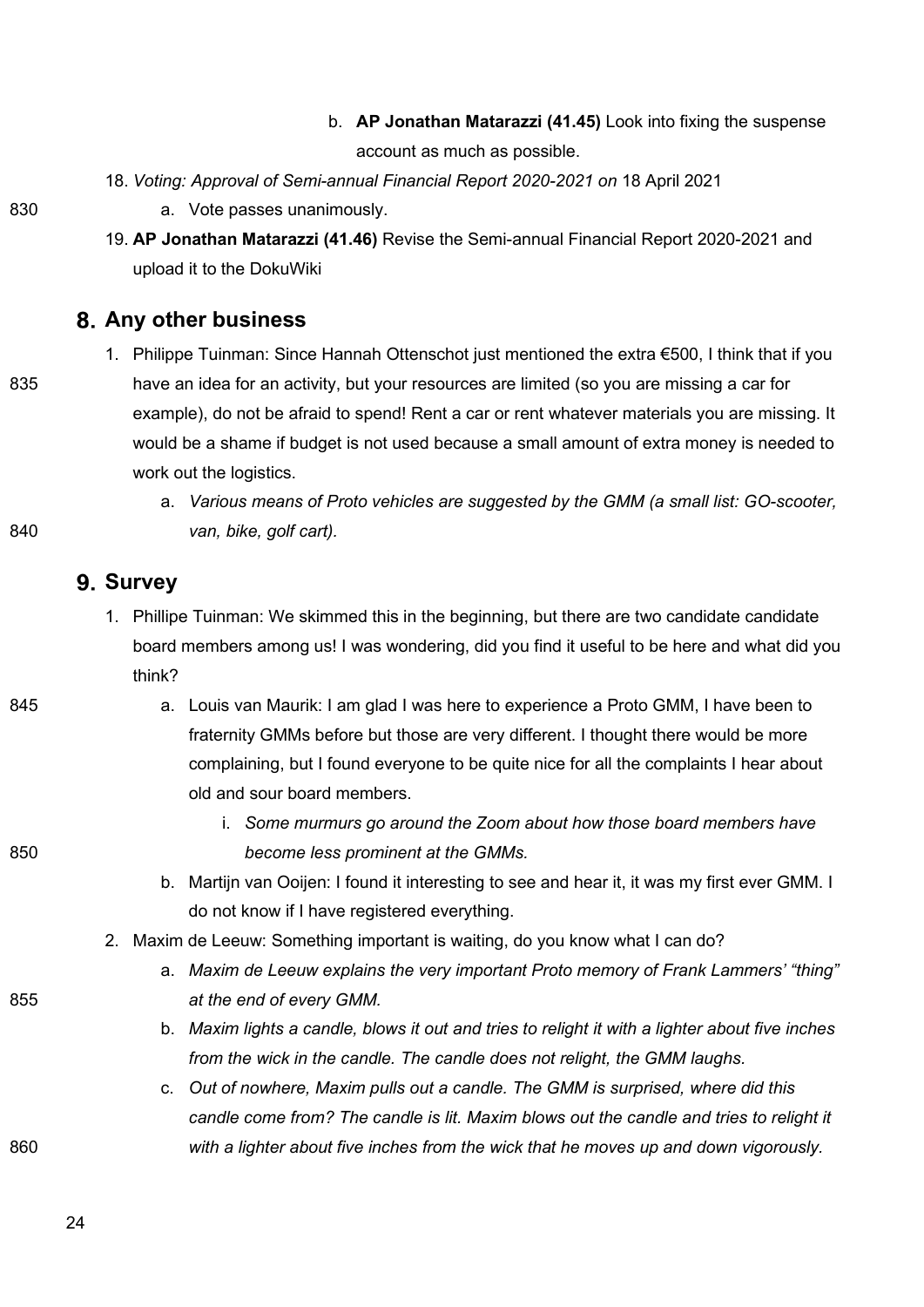b. **AP Jonathan Matarazzi (41.45)** Look into fixing the suspense account as much as possible.

18. *Voting: Approval of Semi-annual Financial Report 2020-2021 on* 18 April 2021
    a. Vote passes unanimously.
19. **AP Jonathan Matarazzi (41.46)** Revise the Semi-annual Financial Report 2020-2021 and upload it to the DokuWiki

## 8. Any other business

1. Philippe Tuinman: Since Hannah Ottenschot just mentioned the extra €500, I think that if you have an idea for an activity, but your resources are limited (so you are missing a car for example), do not be afraid to spend! Rent a car or rent whatever materials you are missing. It would be a shame if budget is not used because a small amount of extra money is needed to work out the logistics.
    a. *Various means of Proto vehicles are suggested by the GMM (a small list: GO-scooter, van, bike, golf cart).*

## 9. Survey

1. Phillipe Tuinman: We skimmed this in the beginning, but there are two candidate candidate board members among us! I was wondering, did you find it useful to be here and what did you think?
    a. Louis van Maurik: I am glad I was here to experience a Proto GMM, I have been to fraternity GMMs before but those are very different. I thought there would be more complaining, but I found everyone to be quite nice for all the complaints I hear about old and sour board members.
        i. *Some murmurs go around the Zoom about how those board members have become less prominent at the GMMs.*
    b. Martijn van Ooijen: I found it interesting to see and hear it, it was my first ever GMM. I do not know if I have registered everything.
2. Maxim de Leeuw: Something important is waiting, do you know what I can do?
    a. *Maxim de Leeuw explains the very important Proto memory of Frank Lammers' "thing" at the end of every GMM.*
    b. *Maxim lights a candle, blows it out and tries to relight it with a lighter about five inches from the wick in the candle. The candle does not relight, the GMM laughs.*
    c. *Out of nowhere, Maxim pulls out a candle. The GMM is surprised, where did this candle come from? The candle is lit. Maxim blows out the candle and tries to relight it with a lighter about five inches from the wick that he moves up and down vigorously.*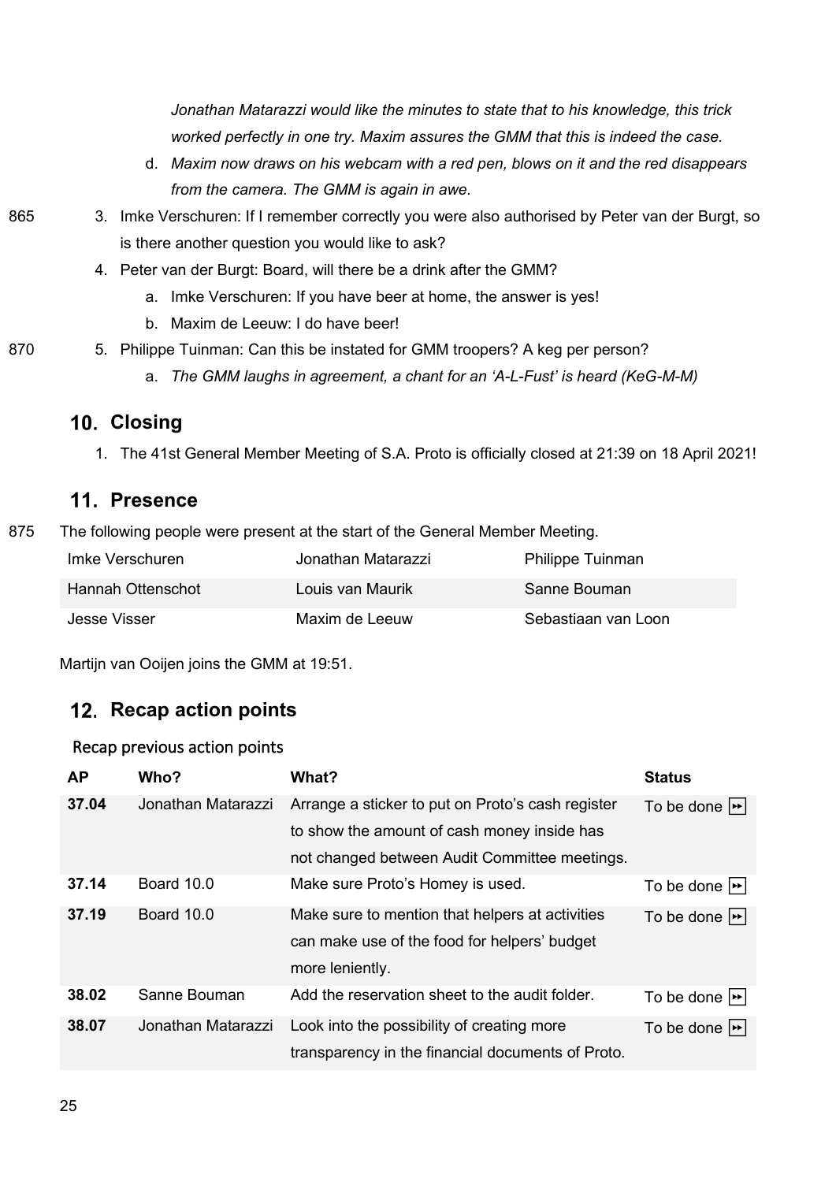*Jonathan Matarazzi would like the minutes to state that to his knowledge, this trick worked perfectly in one try. Maxim assures the GMM that this is indeed the case.*

d. *Maxim now draws on his webcam with a red pen, blows on it and the red disappears from the camera. The GMM is again in awe.*

3. Imke Verschuren: If I remember correctly you were also authorised by Peter van der Burgt, so is there another question you would like to ask?
4. Peter van der Burgt: Board, will there be a drink after the GMM?
   a. Imke Verschuren: If you have beer at home, the answer is yes!
   b. Maxim de Leeuw: I do have beer!
5. Philippe Tuinman: Can this be instated for GMM troopers? A keg per person?
   a. *The GMM laughs in agreement, a chant for an 'A-L-Fust' is heard (KeG-M-M)*

## 10. Closing

1. The 41st General Member Meeting of S.A. Proto is officially closed at 21:39 on 18 April 2021!

## 11. Presence

The following people were present at the start of the General Member Meeting.

| | | |
|---|---|---|
| Imke Verschuren | Jonathan Matarazzi | Philippe Tuinman |
| Hannah Ottenschot | Louis van Maurik | Sanne Bouman |
| Jesse Visser | Maxim de Leeuw | Sebastiaan van Loon |

Martijn van Ooijen joins the GMM at 19:51.

## 12. Recap action points

### Recap previous action points

| AP | Who? | What? | Status |
|---|---|---|---|
| **37.04** | Jonathan Matarazzi | Arrange a sticker to put on Proto's cash register to show the amount of cash money inside has not changed between Audit Committee meetings. | To be done ⏩ |
| **37.14** | Board 10.0 | Make sure Proto's Homey is used. | To be done ⏩ |
| **37.19** | Board 10.0 | Make sure to mention that helpers at activities can make use of the food for helpers' budget more leniently. | To be done ⏩ |
| **38.02** | Sanne Bouman | Add the reservation sheet to the audit folder. | To be done ⏩ |
| **38.07** | Jonathan Matarazzi | Look into the possibility of creating more transparency in the financial documents of Proto. | To be done ⏩ |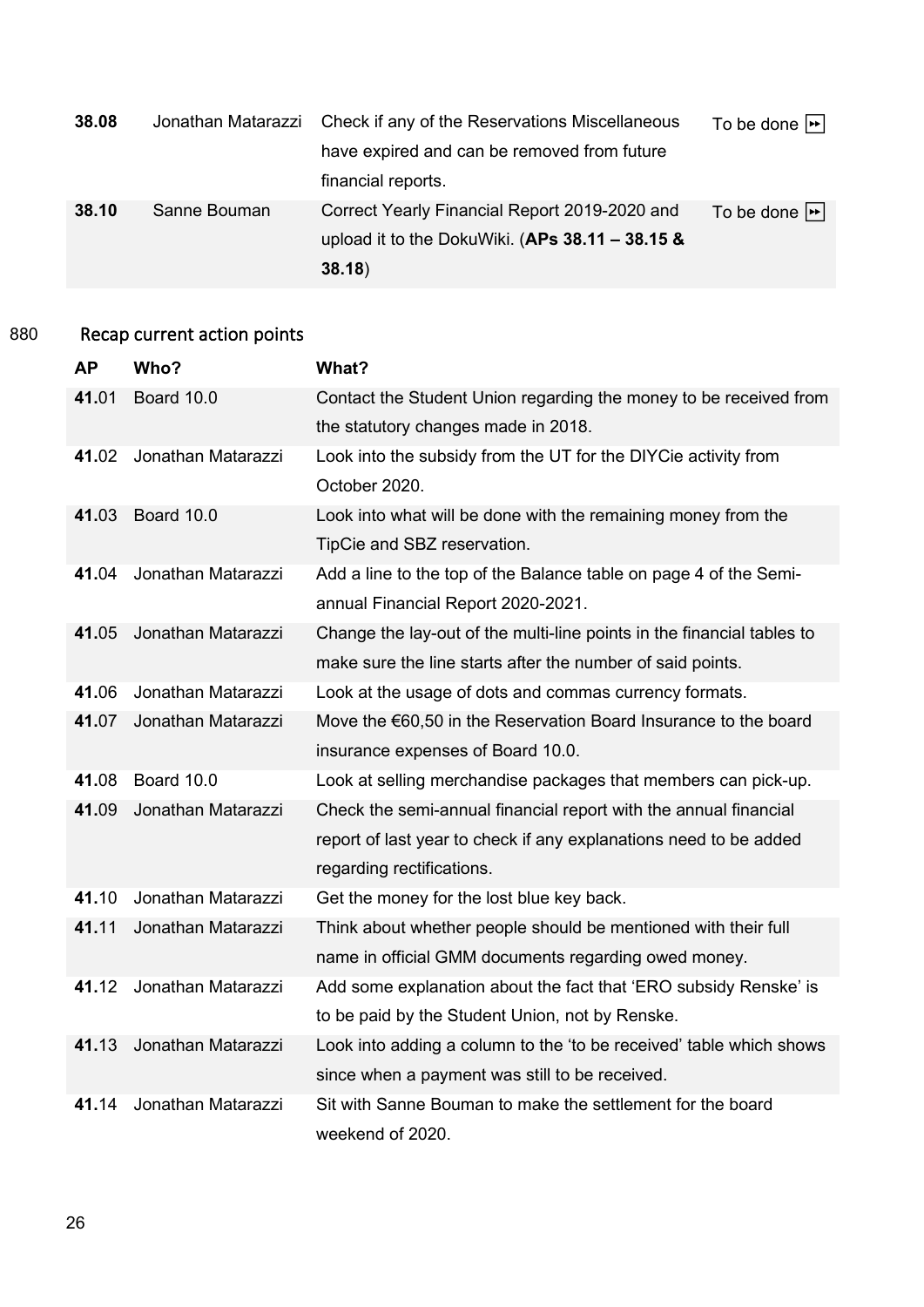| | | | |
|---|---|---|---|
| **38.08** | Jonathan Matarazzi | Check if any of the Reservations Miscellaneous have expired and can be removed from future financial reports. | To be done ⏩ |
| **38.10** | Sanne Bouman | Correct Yearly Financial Report 2019-2020 and upload it to the DokuWiki. (**APs 38.11 – 38.15 & 38.18**) | To be done ⏩ |

880 Recap current action points

| **AP** | **Who?** | **What?** |
|---|---|---|
| **41**.01 | Board 10.0 | Contact the Student Union regarding the money to be received from the statutory changes made in 2018. |
| **41**.02 | Jonathan Matarazzi | Look into the subsidy from the UT for the DIYCie activity from October 2020. |
| **41**.03 | Board 10.0 | Look into what will be done with the remaining money from the TipCie and SBZ reservation. |
| **41**.04 | Jonathan Matarazzi | Add a line to the top of the Balance table on page 4 of the Semi-annual Financial Report 2020-2021. |
| **41**.05 | Jonathan Matarazzi | Change the lay-out of the multi-line points in the financial tables to make sure the line starts after the number of said points. |
| **41**.06 | Jonathan Matarazzi | Look at the usage of dots and commas currency formats. |
| **41**.07 | Jonathan Matarazzi | Move the €60,50 in the Reservation Board Insurance to the board insurance expenses of Board 10.0. |
| **41**.08 | Board 10.0 | Look at selling merchandise packages that members can pick-up. |
| **41**.09 | Jonathan Matarazzi | Check the semi-annual financial report with the annual financial report of last year to check if any explanations need to be added regarding rectifications. |
| **41**.10 | Jonathan Matarazzi | Get the money for the lost blue key back. |
| **41**.11 | Jonathan Matarazzi | Think about whether people should be mentioned with their full name in official GMM documents regarding owed money. |
| **41**.12 | Jonathan Matarazzi | Add some explanation about the fact that 'ERO subsidy Renske' is to be paid by the Student Union, not by Renske. |
| **41**.13 | Jonathan Matarazzi | Look into adding a column to the 'to be received' table which shows since when a payment was still to be received. |
| **41**.14 | Jonathan Matarazzi | Sit with Sanne Bouman to make the settlement for the board weekend of 2020. |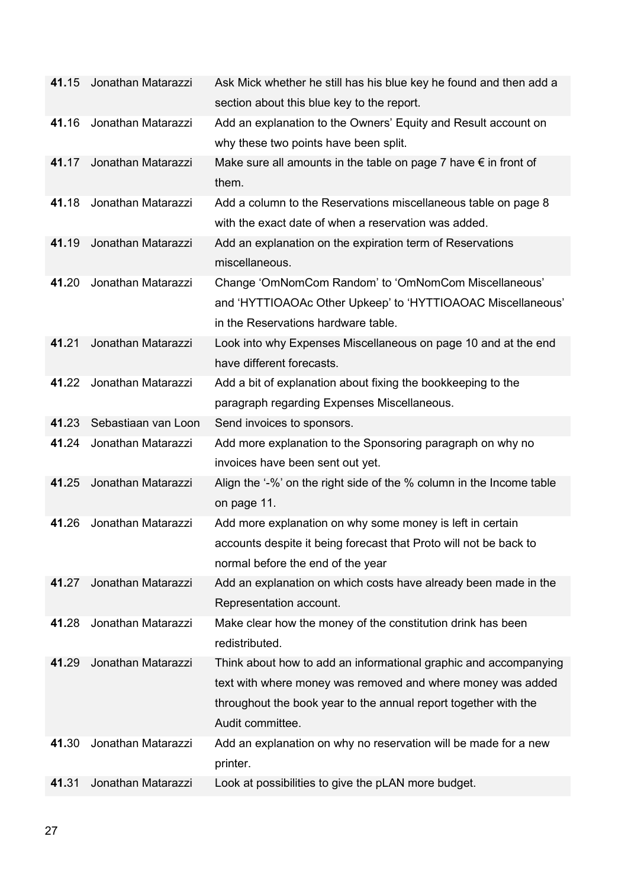| | | |
|---|---|---|
| **41**.15 | Jonathan Matarazzi | Ask Mick whether he still has his blue key he found and then add a section about this blue key to the report. |
| **41**.16 | Jonathan Matarazzi | Add an explanation to the Owners' Equity and Result account on why these two points have been split. |
| **41**.17 | Jonathan Matarazzi | Make sure all amounts in the table on page 7 have € in front of them. |
| **41**.18 | Jonathan Matarazzi | Add a column to the Reservations miscellaneous table on page 8 with the exact date of when a reservation was added. |
| **41**.19 | Jonathan Matarazzi | Add an explanation on the expiration term of Reservations miscellaneous. |
| **41**.20 | Jonathan Matarazzi | Change 'OmNomCom Random' to 'OmNomCom Miscellaneous' and 'HYTTIOAOAc Other Upkeep' to 'HYTTIOAOAC Miscellaneous' in the Reservations hardware table. |
| **41**.21 | Jonathan Matarazzi | Look into why Expenses Miscellaneous on page 10 and at the end have different forecasts. |
| **41**.22 | Jonathan Matarazzi | Add a bit of explanation about fixing the bookkeeping to the paragraph regarding Expenses Miscellaneous. |
| **41**.23 | Sebastiaan van Loon | Send invoices to sponsors. |
| **41**.24 | Jonathan Matarazzi | Add more explanation to the Sponsoring paragraph on why no invoices have been sent out yet. |
| **41**.25 | Jonathan Matarazzi | Align the '-%' on the right side of the % column in the Income table on page 11. |
| **41**.26 | Jonathan Matarazzi | Add more explanation on why some money is left in certain accounts despite it being forecast that Proto will not be back to normal before the end of the year |
| **41**.27 | Jonathan Matarazzi | Add an explanation on which costs have already been made in the Representation account. |
| **41**.28 | Jonathan Matarazzi | Make clear how the money of the constitution drink has been redistributed. |
| **41**.29 | Jonathan Matarazzi | Think about how to add an informational graphic and accompanying text with where money was removed and where money was added throughout the book year to the annual report together with the Audit committee. |
| **41**.30 | Jonathan Matarazzi | Add an explanation on why no reservation will be made for a new printer. |
| **41**.31 | Jonathan Matarazzi | Look at possibilities to give the pLAN more budget. |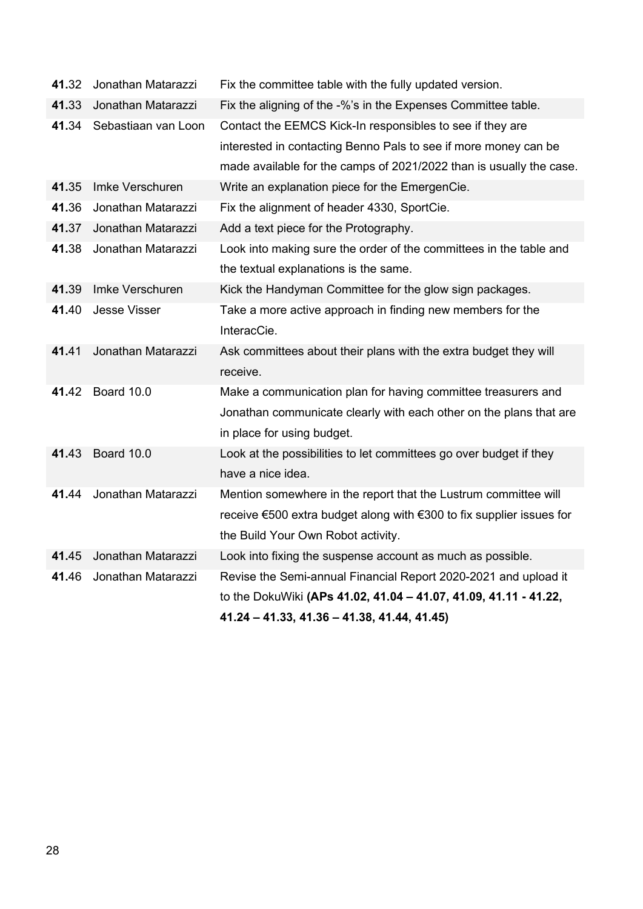| | | |
|---|---|---|
| **41.**32 | Jonathan Matarazzi | Fix the committee table with the fully updated version. |
| **41.**33 | Jonathan Matarazzi | Fix the aligning of the -%'s in the Expenses Committee table. |
| **41.**34 | Sebastiaan van Loon | Contact the EEMCS Kick-In responsibles to see if they are interested in contacting Benno Pals to see if more money can be made available for the camps of 2021/2022 than is usually the case. |
| **41.**35 | Imke Verschuren | Write an explanation piece for the EmergenCie. |
| **41.**36 | Jonathan Matarazzi | Fix the alignment of header 4330, SportCie. |
| **41.**37 | Jonathan Matarazzi | Add a text piece for the Protography. |
| **41.**38 | Jonathan Matarazzi | Look into making sure the order of the committees in the table and the textual explanations is the same. |
| **41.**39 | Imke Verschuren | Kick the Handyman Committee for the glow sign packages. |
| **41.**40 | Jesse Visser | Take a more active approach in finding new members for the InteracCie. |
| **41.**41 | Jonathan Matarazzi | Ask committees about their plans with the extra budget they will receive. |
| **41.**42 | Board 10.0 | Make a communication plan for having committee treasurers and Jonathan communicate clearly with each other on the plans that are in place for using budget. |
| **41.**43 | Board 10.0 | Look at the possibilities to let committees go over budget if they have a nice idea. |
| **41.**44 | Jonathan Matarazzi | Mention somewhere in the report that the Lustrum committee will receive €500 extra budget along with €300 to fix supplier issues for the Build Your Own Robot activity. |
| **41.**45 | Jonathan Matarazzi | Look into fixing the suspense account as much as possible. |
| **41.**46 | Jonathan Matarazzi | Revise the Semi-annual Financial Report 2020-2021 and upload it to the DokuWiki **(APs 41.02, 41.04 – 41.07, 41.09, 41.11 - 41.22, 41.24 – 41.33, 41.36 – 41.38, 41.44, 41.45)** |